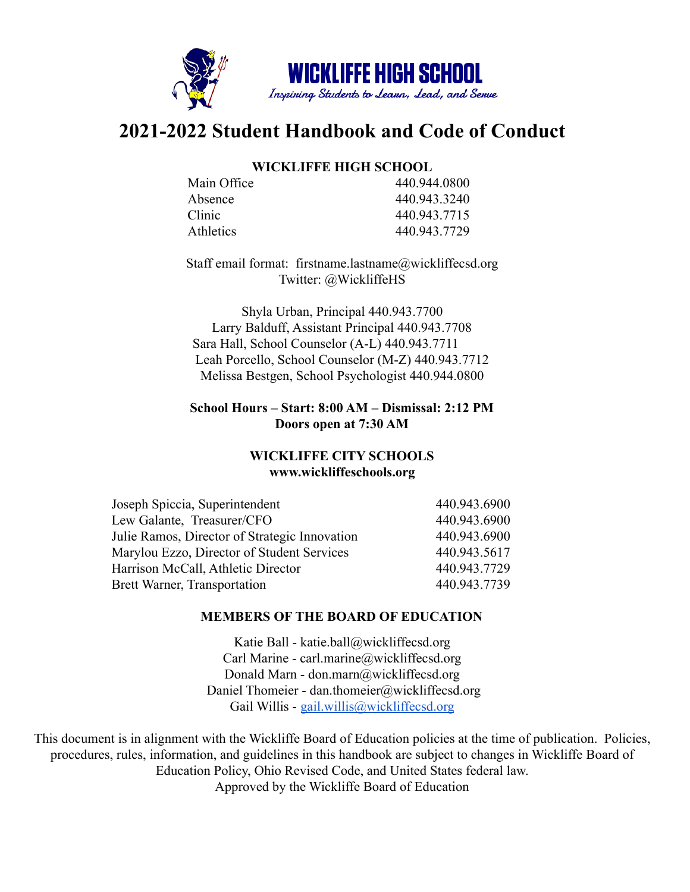# WICKLIFFE HIGH SCHOOL

*Inspiring Students to Learn, Lead, and Serve*

# 2021-2022 Student Handbook and Code of Conduct

**WICKLIFFE HIGH SCHOOL**

| | |
|---|---|
| Main Office | 440.944.0800 |
| Absence | 440.943.3240 |
| Clinic | 440.943.7715 |
| Athletics | 440.943.7729 |

Staff email format: firstname.lastname@wickliffecsd.org
Twitter: @WickliffeHS

Shyla Urban, Principal 440.943.7700
Larry Balduff, Assistant Principal 440.943.7708
Sara Hall, School Counselor (A-L) 440.943.7711
Leah Porcello, School Counselor (M-Z) 440.943.7712
Melissa Bestgen, School Psychologist 440.944.0800

**School Hours – Start: 8:00 AM – Dismissal: 2:12 PM**
**Doors open at 7:30 AM**

**WICKLIFFE CITY SCHOOLS**
**www.wickliffeschools.org**

| | |
|---|---|
| Joseph Spiccia, Superintendent | 440.943.6900 |
| Lew Galante, Treasurer/CFO | 440.943.6900 |
| Julie Ramos, Director of Strategic Innovation | 440.943.6900 |
| Marylou Ezzo, Director of Student Services | 440.943.5617 |
| Harrison McCall, Athletic Director | 440.943.7729 |
| Brett Warner, Transportation | 440.943.7739 |

**MEMBERS OF THE BOARD OF EDUCATION**

Katie Ball - katie.ball@wickliffecsd.org
Carl Marine - carl.marine@wickliffecsd.org
Donald Marn - don.marn@wickliffecsd.org
Daniel Thomeier - dan.thomeier@wickliffecsd.org
Gail Willis - gail.willis@wickliffecsd.org

This document is in alignment with the Wickliffe Board of Education policies at the time of publication. Policies, procedures, rules, information, and guidelines in this handbook are subject to changes in Wickliffe Board of Education Policy, Ohio Revised Code, and United States federal law.
Approved by the Wickliffe Board of Education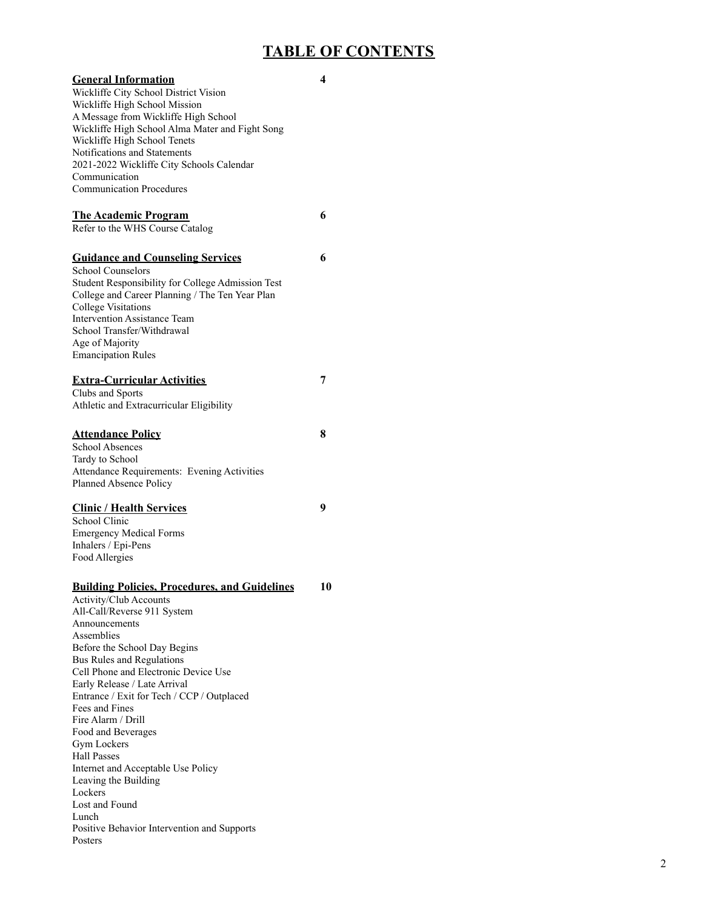# TABLE OF CONTENTS

| Section | Page |
|---|---|
| **General Information** | **4** |
| Wickliffe City School District Vision | |
| Wickliffe High School Mission | |
| A Message from Wickliffe High School | |
| Wickliffe High School Alma Mater and Fight Song | |
| Wickliffe High School Tenets | |
| Notifications and Statements | |
| 2021-2022 Wickliffe City Schools Calendar | |
| Communication | |
| Communication Procedures | |
| **The Academic Program** | **6** |
| Refer to the WHS Course Catalog | |
| **Guidance and Counseling Services** | **6** |
| School Counselors | |
| Student Responsibility for College Admission Test | |
| College and Career Planning / The Ten Year Plan | |
| College Visitations | |
| Intervention Assistance Team | |
| School Transfer/Withdrawal | |
| Age of Majority | |
| Emancipation Rules | |
| **Extra-Curricular Activities** | **7** |
| Clubs and Sports | |
| Athletic and Extracurricular Eligibility | |
| **Attendance Policy** | **8** |
| School Absences | |
| Tardy to School | |
| Attendance Requirements: Evening Activities | |
| Planned Absence Policy | |
| **Clinic / Health Services** | **9** |
| School Clinic | |
| Emergency Medical Forms | |
| Inhalers / Epi-Pens | |
| Food Allergies | |
| **Building Policies, Procedures, and Guidelines** | **10** |
| Activity/Club Accounts | |
| All-Call/Reverse 911 System | |
| Announcements | |
| Assemblies | |
| Before the School Day Begins | |
| Bus Rules and Regulations | |
| Cell Phone and Electronic Device Use | |
| Early Release / Late Arrival | |
| Entrance / Exit for Tech / CCP / Outplaced | |
| Fees and Fines | |
| Fire Alarm / Drill | |
| Food and Beverages | |
| Gym Lockers | |
| Hall Passes | |
| Internet and Acceptable Use Policy | |
| Leaving the Building | |
| Lockers | |
| Lost and Found | |
| Lunch | |
| Positive Behavior Intervention and Supports | |
| Posters | |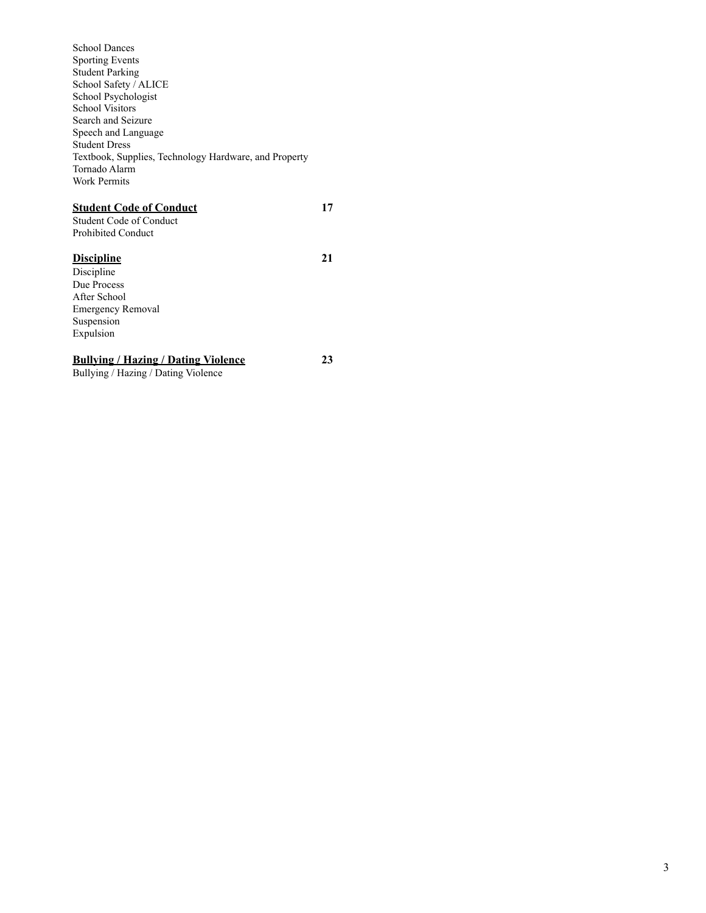School Dances
Sporting Events
Student Parking
School Safety / ALICE
School Psychologist
School Visitors
Search and Seizure
Speech and Language
Student Dress
Textbook, Supplies, Technology Hardware, and Property
Tornado Alarm
Work Permits

**Student Code of Conduct** **17**

Student Code of Conduct
Prohibited Conduct

**Discipline** **21**

Discipline
Due Process
After School
Emergency Removal
Suspension
Expulsion

**Bullying / Hazing / Dating Violence** **23**

Bullying / Hazing / Dating Violence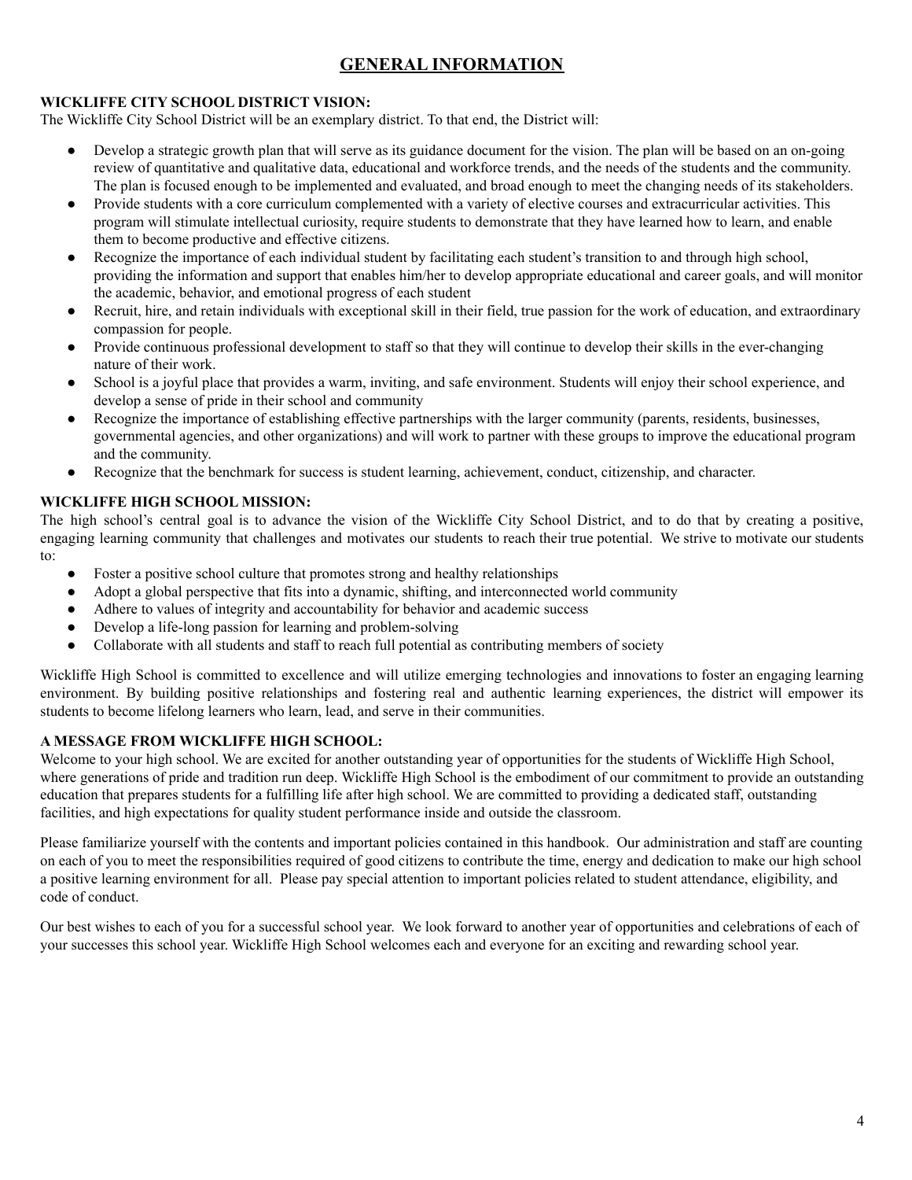# GENERAL INFORMATION

**WICKLIFFE CITY SCHOOL DISTRICT VISION:**

The Wickliffe City School District will be an exemplary district. To that end, the District will:

- Develop a strategic growth plan that will serve as its guidance document for the vision. The plan will be based on an on-going review of quantitative and qualitative data, educational and workforce trends, and the needs of the students and the community. The plan is focused enough to be implemented and evaluated, and broad enough to meet the changing needs of its stakeholders.
- Provide students with a core curriculum complemented with a variety of elective courses and extracurricular activities. This program will stimulate intellectual curiosity, require students to demonstrate that they have learned how to learn, and enable them to become productive and effective citizens.
- Recognize the importance of each individual student by facilitating each student's transition to and through high school, providing the information and support that enables him/her to develop appropriate educational and career goals, and will monitor the academic, behavior, and emotional progress of each student
- Recruit, hire, and retain individuals with exceptional skill in their field, true passion for the work of education, and extraordinary compassion for people.
- Provide continuous professional development to staff so that they will continue to develop their skills in the ever-changing nature of their work.
- School is a joyful place that provides a warm, inviting, and safe environment. Students will enjoy their school experience, and develop a sense of pride in their school and community
- Recognize the importance of establishing effective partnerships with the larger community (parents, residents, businesses, governmental agencies, and other organizations) and will work to partner with these groups to improve the educational program and the community.
- Recognize that the benchmark for success is student learning, achievement, conduct, citizenship, and character.

**WICKLIFFE HIGH SCHOOL MISSION:**

The high school's central goal is to advance the vision of the Wickliffe City School District, and to do that by creating a positive, engaging learning community that challenges and motivates our students to reach their true potential. We strive to motivate our students to:

- Foster a positive school culture that promotes strong and healthy relationships
- Adopt a global perspective that fits into a dynamic, shifting, and interconnected world community
- Adhere to values of integrity and accountability for behavior and academic success
- Develop a life-long passion for learning and problem-solving
- Collaborate with all students and staff to reach full potential as contributing members of society

Wickliffe High School is committed to excellence and will utilize emerging technologies and innovations to foster an engaging learning environment. By building positive relationships and fostering real and authentic learning experiences, the district will empower its students to become lifelong learners who learn, lead, and serve in their communities.

**A MESSAGE FROM WICKLIFFE HIGH SCHOOL:**

Welcome to your high school. We are excited for another outstanding year of opportunities for the students of Wickliffe High School, where generations of pride and tradition run deep. Wickliffe High School is the embodiment of our commitment to provide an outstanding education that prepares students for a fulfilling life after high school. We are committed to providing a dedicated staff, outstanding facilities, and high expectations for quality student performance inside and outside the classroom.

Please familiarize yourself with the contents and important policies contained in this handbook. Our administration and staff are counting on each of you to meet the responsibilities required of good citizens to contribute the time, energy and dedication to make our high school a positive learning environment for all. Please pay special attention to important policies related to student attendance, eligibility, and code of conduct.

Our best wishes to each of you for a successful school year. We look forward to another year of opportunities and celebrations of each of your successes this school year. Wickliffe High School welcomes each and everyone for an exciting and rewarding school year.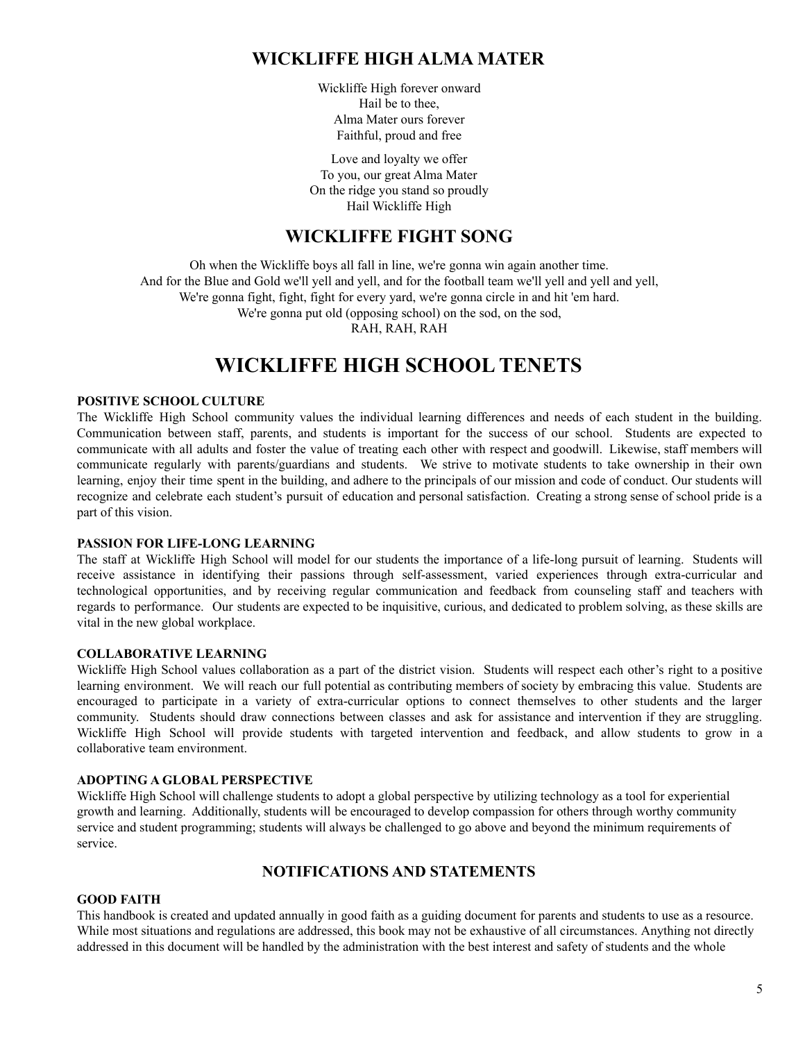## WICKLIFFE HIGH ALMA MATER

Wickliffe High forever onward
Hail be to thee,
Alma Mater ours forever
Faithful, proud and free

Love and loyalty we offer
To you, our great Alma Mater
On the ridge you stand so proudly
Hail Wickliffe High

## WICKLIFFE FIGHT SONG

Oh when the Wickliffe boys all fall in line, we're gonna win again another time.
And for the Blue and Gold we'll yell and yell, and for the football team we'll yell and yell and yell,
We're gonna fight, fight, fight for every yard, we're gonna circle in and hit 'em hard.
We're gonna put old (opposing school) on the sod, on the sod,
RAH, RAH, RAH

# WICKLIFFE HIGH SCHOOL TENETS

**POSITIVE SCHOOL CULTURE**

The Wickliffe High School community values the individual learning differences and needs of each student in the building. Communication between staff, parents, and students is important for the success of our school. Students are expected to communicate with all adults and foster the value of treating each other with respect and goodwill. Likewise, staff members will communicate regularly with parents/guardians and students. We strive to motivate students to take ownership in their own learning, enjoy their time spent in the building, and adhere to the principals of our mission and code of conduct. Our students will recognize and celebrate each student's pursuit of education and personal satisfaction. Creating a strong sense of school pride is a part of this vision.

**PASSION FOR LIFE-LONG LEARNING**

The staff at Wickliffe High School will model for our students the importance of a life-long pursuit of learning. Students will receive assistance in identifying their passions through self-assessment, varied experiences through extra-curricular and technological opportunities, and by receiving regular communication and feedback from counseling staff and teachers with regards to performance. Our students are expected to be inquisitive, curious, and dedicated to problem solving, as these skills are vital in the new global workplace.

**COLLABORATIVE LEARNING**

Wickliffe High School values collaboration as a part of the district vision. Students will respect each other's right to a positive learning environment. We will reach our full potential as contributing members of society by embracing this value. Students are encouraged to participate in a variety of extra-curricular options to connect themselves to other students and the larger community. Students should draw connections between classes and ask for assistance and intervention if they are struggling. Wickliffe High School will provide students with targeted intervention and feedback, and allow students to grow in a collaborative team environment.

**ADOPTING A GLOBAL PERSPECTIVE**

Wickliffe High School will challenge students to adopt a global perspective by utilizing technology as a tool for experiential growth and learning. Additionally, students will be encouraged to develop compassion for others through worthy community service and student programming; students will always be challenged to go above and beyond the minimum requirements of service.

## NOTIFICATIONS AND STATEMENTS

**GOOD FAITH**

This handbook is created and updated annually in good faith as a guiding document for parents and students to use as a resource. While most situations and regulations are addressed, this book may not be exhaustive of all circumstances. Anything not directly addressed in this document will be handled by the administration with the best interest and safety of students and the whole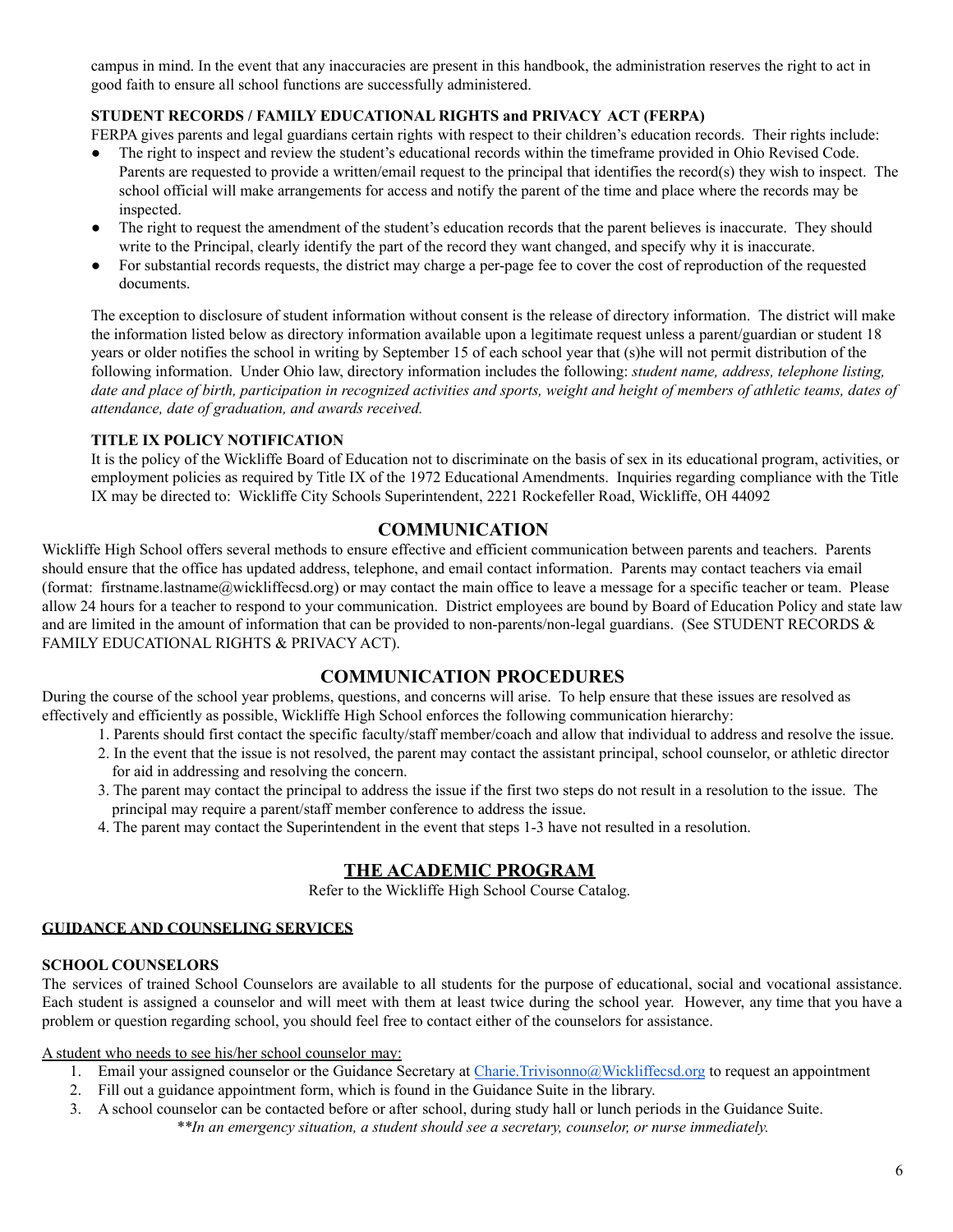campus in mind. In the event that any inaccuracies are present in this handbook, the administration reserves the right to act in good faith to ensure all school functions are successfully administered.

**STUDENT RECORDS / FAMILY EDUCATIONAL RIGHTS and PRIVACY ACT (FERPA)**

FERPA gives parents and legal guardians certain rights with respect to their children's education records. Their rights include:

- The right to inspect and review the student's educational records within the timeframe provided in Ohio Revised Code. Parents are requested to provide a written/email request to the principal that identifies the record(s) they wish to inspect. The school official will make arrangements for access and notify the parent of the time and place where the records may be inspected.
- The right to request the amendment of the student's education records that the parent believes is inaccurate. They should write to the Principal, clearly identify the part of the record they want changed, and specify why it is inaccurate.
- For substantial records requests, the district may charge a per-page fee to cover the cost of reproduction of the requested documents.

The exception to disclosure of student information without consent is the release of directory information. The district will make the information listed below as directory information available upon a legitimate request unless a parent/guardian or student 18 years or older notifies the school in writing by September 15 of each school year that (s)he will not permit distribution of the following information. Under Ohio law, directory information includes the following: *student name, address, telephone listing, date and place of birth, participation in recognized activities and sports, weight and height of members of athletic teams, dates of attendance, date of graduation, and awards received.*

**TITLE IX POLICY NOTIFICATION**

It is the policy of the Wickliffe Board of Education not to discriminate on the basis of sex in its educational program, activities, or employment policies as required by Title IX of the 1972 Educational Amendments. Inquiries regarding compliance with the Title IX may be directed to: Wickliffe City Schools Superintendent, 2221 Rockefeller Road, Wickliffe, OH 44092

## COMMUNICATION

Wickliffe High School offers several methods to ensure effective and efficient communication between parents and teachers. Parents should ensure that the office has updated address, telephone, and email contact information. Parents may contact teachers via email (format: firstname.lastname@wickliffecsd.org) or may contact the main office to leave a message for a specific teacher or team. Please allow 24 hours for a teacher to respond to your communication. District employees are bound by Board of Education Policy and state law and are limited in the amount of information that can be provided to non-parents/non-legal guardians. (See STUDENT RECORDS & FAMILY EDUCATIONAL RIGHTS & PRIVACY ACT).

## COMMUNICATION PROCEDURES

During the course of the school year problems, questions, and concerns will arise. To help ensure that these issues are resolved as effectively and efficiently as possible, Wickliffe High School enforces the following communication hierarchy:

1. Parents should first contact the specific faculty/staff member/coach and allow that individual to address and resolve the issue.
2. In the event that the issue is not resolved, the parent may contact the assistant principal, school counselor, or athletic director for aid in addressing and resolving the concern.
3. The parent may contact the principal to address the issue if the first two steps do not result in a resolution to the issue. The principal may require a parent/staff member conference to address the issue.
4. The parent may contact the Superintendent in the event that steps 1-3 have not resulted in a resolution.

## THE ACADEMIC PROGRAM

Refer to the Wickliffe High School Course Catalog.

**GUIDANCE AND COUNSELING SERVICES**

**SCHOOL COUNSELORS**

The services of trained School Counselors are available to all students for the purpose of educational, social and vocational assistance. Each student is assigned a counselor and will meet with them at least twice during the school year. However, any time that you have a problem or question regarding school, you should feel free to contact either of the counselors for assistance.

A student who needs to see his/her school counselor may:

1. Email your assigned counselor or the Guidance Secretary at Charie.Trivisonno@Wickliffecsd.org to request an appointment
2. Fill out a guidance appointment form, which is found in the Guidance Suite in the library.
3. A school counselor can be contacted before or after school, during study hall or lunch periods in the Guidance Suite.

***In an emergency situation, a student should see a secretary, counselor, or nurse immediately.*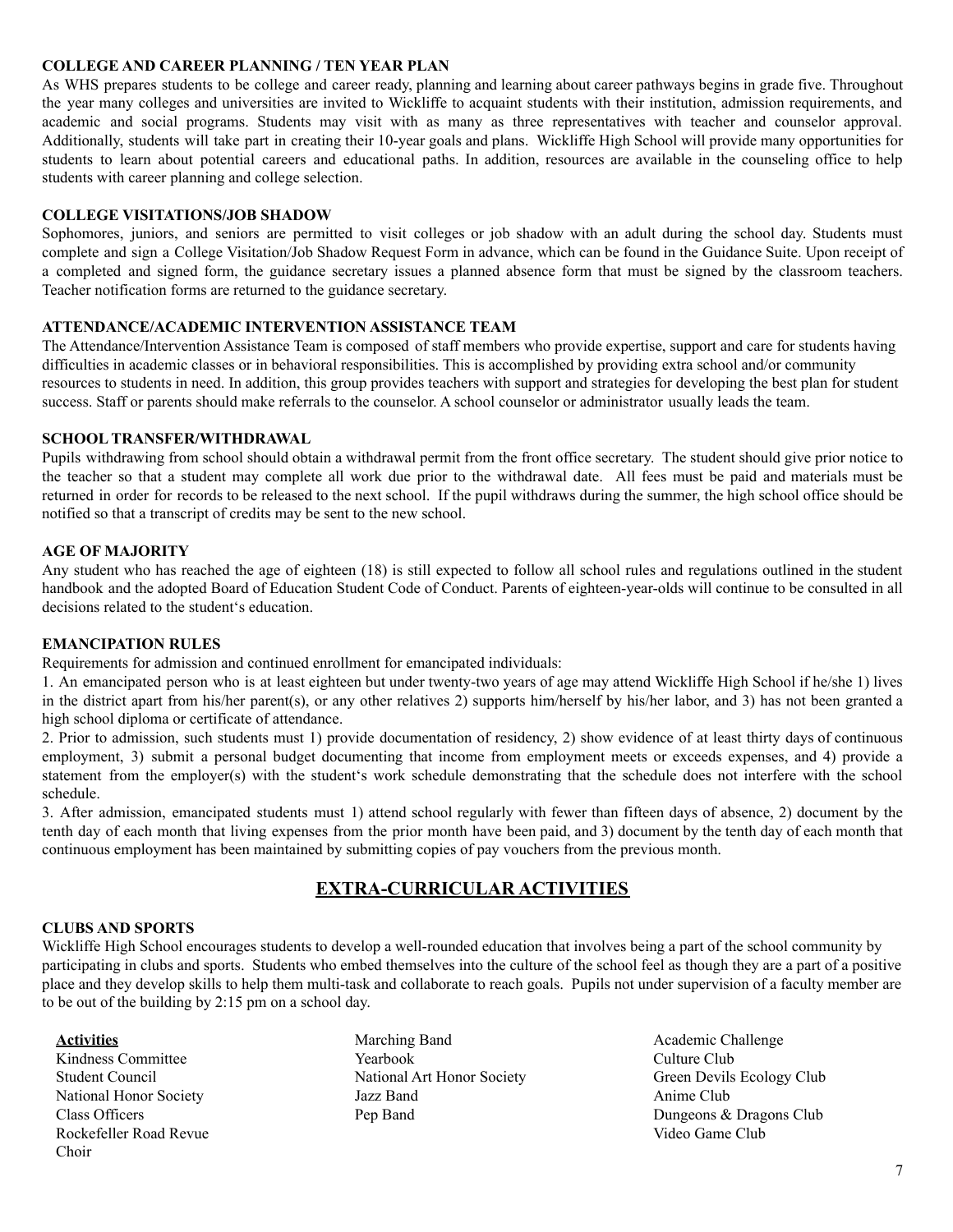**COLLEGE AND CAREER PLANNING / TEN YEAR PLAN**

As WHS prepares students to be college and career ready, planning and learning about career pathways begins in grade five. Throughout the year many colleges and universities are invited to Wickliffe to acquaint students with their institution, admission requirements, and academic and social programs. Students may visit with as many as three representatives with teacher and counselor approval. Additionally, students will take part in creating their 10-year goals and plans. Wickliffe High School will provide many opportunities for students to learn about potential careers and educational paths. In addition, resources are available in the counseling office to help students with career planning and college selection.

**COLLEGE VISITATIONS/JOB SHADOW**

Sophomores, juniors, and seniors are permitted to visit colleges or job shadow with an adult during the school day. Students must complete and sign a College Visitation/Job Shadow Request Form in advance, which can be found in the Guidance Suite. Upon receipt of a completed and signed form, the guidance secretary issues a planned absence form that must be signed by the classroom teachers. Teacher notification forms are returned to the guidance secretary.

**ATTENDANCE/ACADEMIC INTERVENTION ASSISTANCE TEAM**

The Attendance/Intervention Assistance Team is composed of staff members who provide expertise, support and care for students having difficulties in academic classes or in behavioral responsibilities. This is accomplished by providing extra school and/or community resources to students in need. In addition, this group provides teachers with support and strategies for developing the best plan for student success. Staff or parents should make referrals to the counselor. A school counselor or administrator usually leads the team.

**SCHOOL TRANSFER/WITHDRAWAL**

Pupils withdrawing from school should obtain a withdrawal permit from the front office secretary. The student should give prior notice to the teacher so that a student may complete all work due prior to the withdrawal date. All fees must be paid and materials must be returned in order for records to be released to the next school. If the pupil withdraws during the summer, the high school office should be notified so that a transcript of credits may be sent to the new school.

**AGE OF MAJORITY**

Any student who has reached the age of eighteen (18) is still expected to follow all school rules and regulations outlined in the student handbook and the adopted Board of Education Student Code of Conduct. Parents of eighteen-year-olds will continue to be consulted in all decisions related to the student's education.

**EMANCIPATION RULES**

Requirements for admission and continued enrollment for emancipated individuals:

1. An emancipated person who is at least eighteen but under twenty-two years of age may attend Wickliffe High School if he/she 1) lives in the district apart from his/her parent(s), or any other relatives 2) supports him/herself by his/her labor, and 3) has not been granted a high school diploma or certificate of attendance.
2. Prior to admission, such students must 1) provide documentation of residency, 2) show evidence of at least thirty days of continuous employment, 3) submit a personal budget documenting that income from employment meets or exceeds expenses, and 4) provide a statement from the employer(s) with the student's work schedule demonstrating that the schedule does not interfere with the school schedule.
3. After admission, emancipated students must 1) attend school regularly with fewer than fifteen days of absence, 2) document by the tenth day of each month that living expenses from the prior month have been paid, and 3) document by the tenth day of each month that continuous employment has been maintained by submitting copies of pay vouchers from the previous month.

## EXTRA-CURRICULAR ACTIVITIES

**CLUBS AND SPORTS**

Wickliffe High School encourages students to develop a well-rounded education that involves being a part of the school community by participating in clubs and sports. Students who embed themselves into the culture of the school feel as though they are a part of a positive place and they develop skills to help them multi-task and collaborate to reach goals. Pupils not under supervision of a faculty member are to be out of the building by 2:15 pm on a school day.

**Activities**

- Kindness Committee
- Student Council
- National Honor Society
- Class Officers
- Rockefeller Road Revue
- Choir
- Marching Band
- Yearbook
- National Art Honor Society
- Jazz Band
- Pep Band
- Academic Challenge
- Culture Club
- Green Devils Ecology Club
- Anime Club
- Dungeons & Dragons Club
- Video Game Club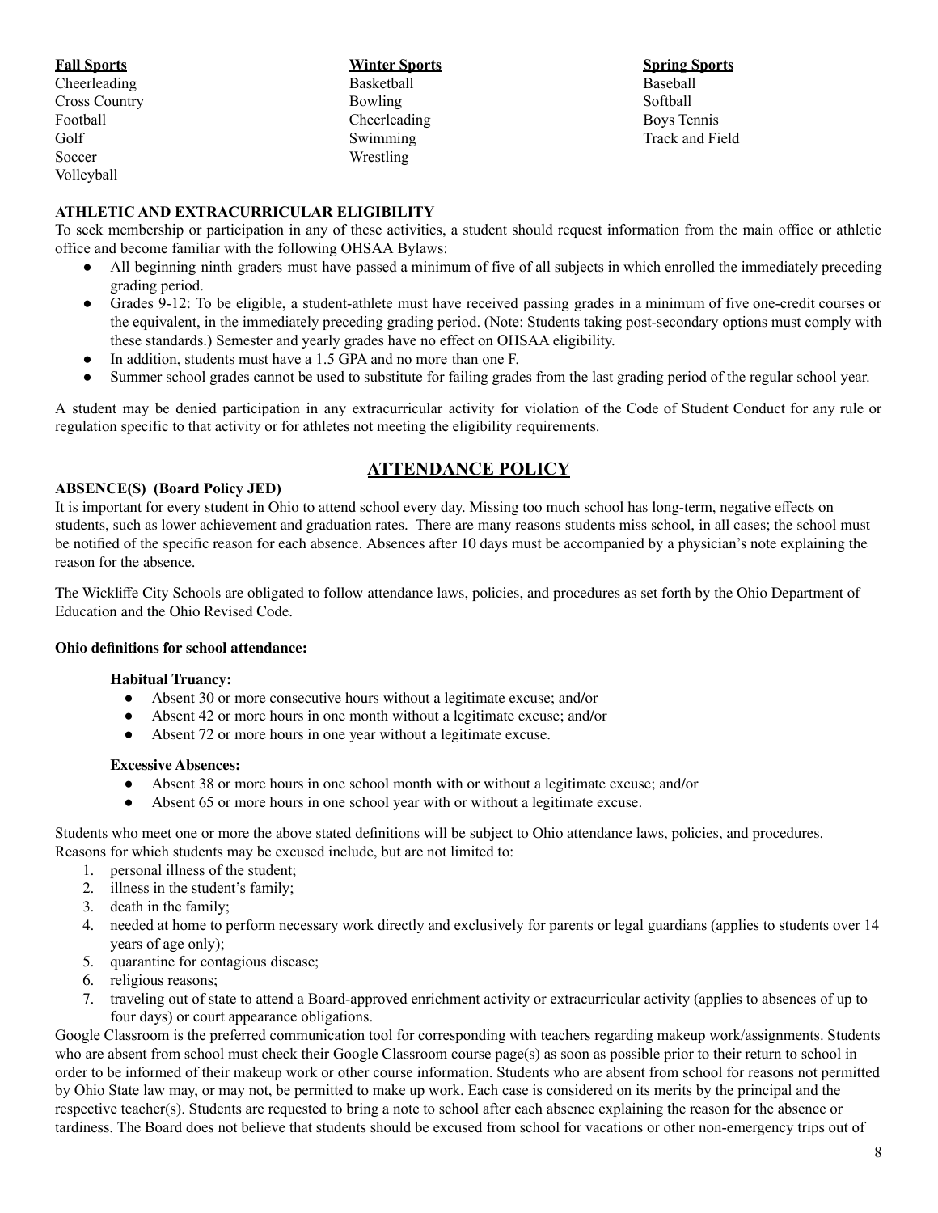| Fall Sports | Winter Sports | Spring Sports |
| --- | --- | --- |
| Cheerleading | Basketball | Baseball |
| Cross Country | Bowling | Softball |
| Football | Cheerleading | Boys Tennis |
| Golf | Swimming | Track and Field |
| Soccer | Wrestling | |
| Volleyball | | |

**ATHLETIC AND EXTRACURRICULAR ELIGIBILITY**

To seek membership or participation in any of these activities, a student should request information from the main office or athletic office and become familiar with the following OHSAA Bylaws:

- All beginning ninth graders must have passed a minimum of five of all subjects in which enrolled the immediately preceding grading period.
- Grades 9-12: To be eligible, a student-athlete must have received passing grades in a minimum of five one-credit courses or the equivalent, in the immediately preceding grading period. (Note: Students taking post-secondary options must comply with these standards.) Semester and yearly grades have no effect on OHSAA eligibility.
- In addition, students must have a 1.5 GPA and no more than one F.
- Summer school grades cannot be used to substitute for failing grades from the last grading period of the regular school year.

A student may be denied participation in any extracurricular activity for violation of the Code of Student Conduct for any rule or regulation specific to that activity or for athletes not meeting the eligibility requirements.

## ATTENDANCE POLICY

**ABSENCE(S) (Board Policy JED)**

It is important for every student in Ohio to attend school every day. Missing too much school has long-term, negative effects on students, such as lower achievement and graduation rates. There are many reasons students miss school, in all cases; the school must be notified of the specific reason for each absence. Absences after 10 days must be accompanied by a physician's note explaining the reason for the absence.

The Wickliffe City Schools are obligated to follow attendance laws, policies, and procedures as set forth by the Ohio Department of Education and the Ohio Revised Code.

**Ohio definitions for school attendance:**

**Habitual Truancy:**

- Absent 30 or more consecutive hours without a legitimate excuse; and/or
- Absent 42 or more hours in one month without a legitimate excuse; and/or
- Absent 72 or more hours in one year without a legitimate excuse.

**Excessive Absences:**

- Absent 38 or more hours in one school month with or without a legitimate excuse; and/or
- Absent 65 or more hours in one school year with or without a legitimate excuse.

Students who meet one or more the above stated definitions will be subject to Ohio attendance laws, policies, and procedures. Reasons for which students may be excused include, but are not limited to:

1. personal illness of the student;
2. illness in the student's family;
3. death in the family;
4. needed at home to perform necessary work directly and exclusively for parents or legal guardians (applies to students over 14 years of age only);
5. quarantine for contagious disease;
6. religious reasons;
7. traveling out of state to attend a Board-approved enrichment activity or extracurricular activity (applies to absences of up to four days) or court appearance obligations.

Google Classroom is the preferred communication tool for corresponding with teachers regarding makeup work/assignments. Students who are absent from school must check their Google Classroom course page(s) as soon as possible prior to their return to school in order to be informed of their makeup work or other course information. Students who are absent from school for reasons not permitted by Ohio State law may, or may not, be permitted to make up work. Each case is considered on its merits by the principal and the respective teacher(s). Students are requested to bring a note to school after each absence explaining the reason for the absence or tardiness. The Board does not believe that students should be excused from school for vacations or other non-emergency trips out of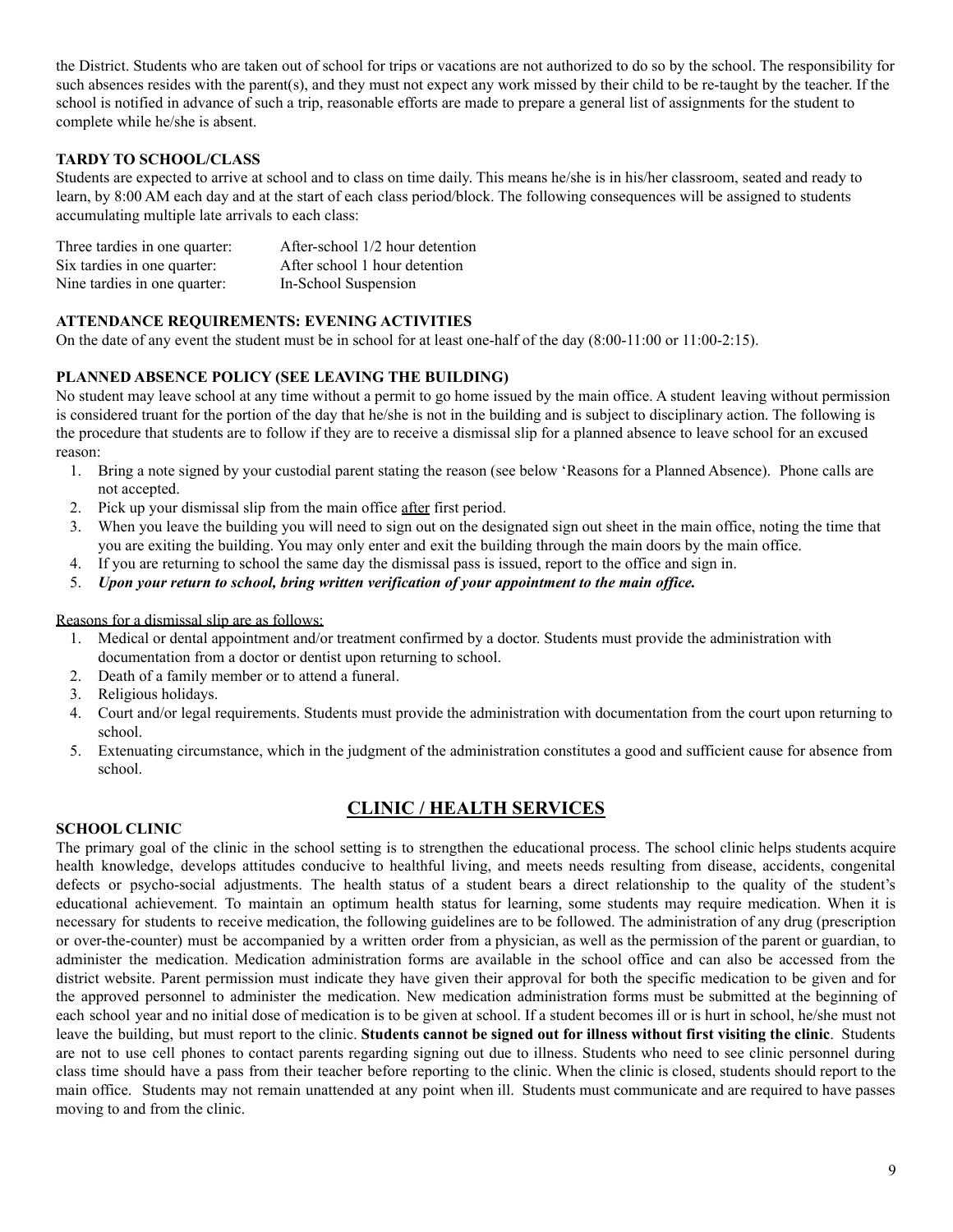the District. Students who are taken out of school for trips or vacations are not authorized to do so by the school. The responsibility for such absences resides with the parent(s), and they must not expect any work missed by their child to be re-taught by the teacher. If the school is notified in advance of such a trip, reasonable efforts are made to prepare a general list of assignments for the student to complete while he/she is absent.

### TARDY TO SCHOOL/CLASS

Students are expected to arrive at school and to class on time daily. This means he/she is in his/her classroom, seated and ready to learn, by 8:00 AM each day and at the start of each class period/block. The following consequences will be assigned to students accumulating multiple late arrivals to each class:

| | |
|---|---|
| Three tardies in one quarter: | After-school 1/2 hour detention |
| Six tardies in one quarter: | After school 1 hour detention |
| Nine tardies in one quarter: | In-School Suspension |

### ATTENDANCE REQUIREMENTS: EVENING ACTIVITIES

On the date of any event the student must be in school for at least one-half of the day (8:00-11:00 or 11:00-2:15).

### PLANNED ABSENCE POLICY (SEE LEAVING THE BUILDING)

No student may leave school at any time without a permit to go home issued by the main office. A student leaving without permission is considered truant for the portion of the day that he/she is not in the building and is subject to disciplinary action. The following is the procedure that students are to follow if they are to receive a dismissal slip for a planned absence to leave school for an excused reason:

1. Bring a note signed by your custodial parent stating the reason (see below 'Reasons for a Planned Absence). Phone calls are not accepted.
2. Pick up your dismissal slip from the main office after first period.
3. When you leave the building you will need to sign out on the designated sign out sheet in the main office, noting the time that you are exiting the building. You may only enter and exit the building through the main doors by the main office.
4. If you are returning to school the same day the dismissal pass is issued, report to the office and sign in.
5. ***Upon your return to school, bring written verification of your appointment to the main office.***

Reasons for a dismissal slip are as follows:

1. Medical or dental appointment and/or treatment confirmed by a doctor. Students must provide the administration with documentation from a doctor or dentist upon returning to school.
2. Death of a family member or to attend a funeral.
3. Religious holidays.
4. Court and/or legal requirements. Students must provide the administration with documentation from the court upon returning to school.
5. Extenuating circumstance, which in the judgment of the administration constitutes a good and sufficient cause for absence from school.

## CLINIC / HEALTH SERVICES

### SCHOOL CLINIC

The primary goal of the clinic in the school setting is to strengthen the educational process. The school clinic helps students acquire health knowledge, develops attitudes conducive to healthful living, and meets needs resulting from disease, accidents, congenital defects or psycho-social adjustments. The health status of a student bears a direct relationship to the quality of the student's educational achievement. To maintain an optimum health status for learning, some students may require medication. When it is necessary for students to receive medication, the following guidelines are to be followed. The administration of any drug (prescription or over-the-counter) must be accompanied by a written order from a physician, as well as the permission of the parent or guardian, to administer the medication. Medication administration forms are available in the school office and can also be accessed from the district website. Parent permission must indicate they have given their approval for both the specific medication to be given and for the approved personnel to administer the medication. New medication administration forms must be submitted at the beginning of each school year and no initial dose of medication is to be given at school. If a student becomes ill or is hurt in school, he/she must not leave the building, but must report to the clinic. **Students cannot be signed out for illness without first visiting the clinic**. Students are not to use cell phones to contact parents regarding signing out due to illness. Students who need to see clinic personnel during class time should have a pass from their teacher before reporting to the clinic. When the clinic is closed, students should report to the main office. Students may not remain unattended at any point when ill. Students must communicate and are required to have passes moving to and from the clinic.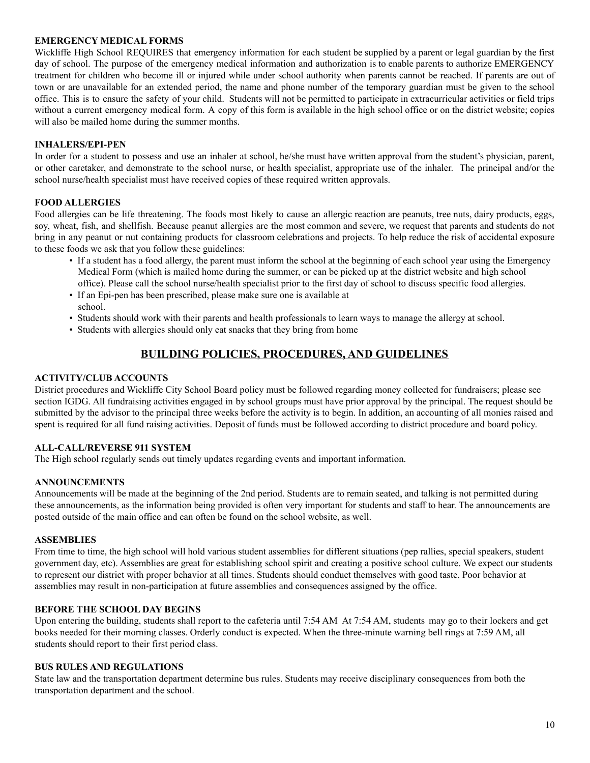**EMERGENCY MEDICAL FORMS**

Wickliffe High School REQUIRES that emergency information for each student be supplied by a parent or legal guardian by the first day of school. The purpose of the emergency medical information and authorization is to enable parents to authorize EMERGENCY treatment for children who become ill or injured while under school authority when parents cannot be reached. If parents are out of town or are unavailable for an extended period, the name and phone number of the temporary guardian must be given to the school office. This is to ensure the safety of your child. Students will not be permitted to participate in extracurricular activities or field trips without a current emergency medical form. A copy of this form is available in the high school office or on the district website; copies will also be mailed home during the summer months.

**INHALERS/EPI-PEN**

In order for a student to possess and use an inhaler at school, he/she must have written approval from the student's physician, parent, or other caretaker, and demonstrate to the school nurse, or health specialist, appropriate use of the inhaler. The principal and/or the school nurse/health specialist must have received copies of these required written approvals.

**FOOD ALLERGIES**

Food allergies can be life threatening. The foods most likely to cause an allergic reaction are peanuts, tree nuts, dairy products, eggs, soy, wheat, fish, and shellfish. Because peanut allergies are the most common and severe, we request that parents and students do not bring in any peanut or nut containing products for classroom celebrations and projects. To help reduce the risk of accidental exposure to these foods we ask that you follow these guidelines:

- If a student has a food allergy, the parent must inform the school at the beginning of each school year using the Emergency Medical Form (which is mailed home during the summer, or can be picked up at the district website and high school office). Please call the school nurse/health specialist prior to the first day of school to discuss specific food allergies.
- If an Epi-pen has been prescribed, please make sure one is available at school.
- Students should work with their parents and health professionals to learn ways to manage the allergy at school.
- Students with allergies should only eat snacks that they bring from home

## BUILDING POLICIES, PROCEDURES, AND GUIDELINES

**ACTIVITY/CLUB ACCOUNTS**

District procedures and Wickliffe City School Board policy must be followed regarding money collected for fundraisers; please see section IGDG. All fundraising activities engaged in by school groups must have prior approval by the principal. The request should be submitted by the advisor to the principal three weeks before the activity is to begin. In addition, an accounting of all monies raised and spent is required for all fund raising activities. Deposit of funds must be followed according to district procedure and board policy.

**ALL-CALL/REVERSE 911 SYSTEM**

The High school regularly sends out timely updates regarding events and important information.

**ANNOUNCEMENTS**

Announcements will be made at the beginning of the 2nd period. Students are to remain seated, and talking is not permitted during these announcements, as the information being provided is often very important for students and staff to hear. The announcements are posted outside of the main office and can often be found on the school website, as well.

**ASSEMBLIES**

From time to time, the high school will hold various student assemblies for different situations (pep rallies, special speakers, student government day, etc). Assemblies are great for establishing school spirit and creating a positive school culture. We expect our students to represent our district with proper behavior at all times. Students should conduct themselves with good taste. Poor behavior at assemblies may result in non-participation at future assemblies and consequences assigned by the office.

**BEFORE THE SCHOOL DAY BEGINS**

Upon entering the building, students shall report to the cafeteria until 7:54 AM At 7:54 AM, students may go to their lockers and get books needed for their morning classes. Orderly conduct is expected. When the three-minute warning bell rings at 7:59 AM, all students should report to their first period class.

**BUS RULES AND REGULATIONS**

State law and the transportation department determine bus rules. Students may receive disciplinary consequences from both the transportation department and the school.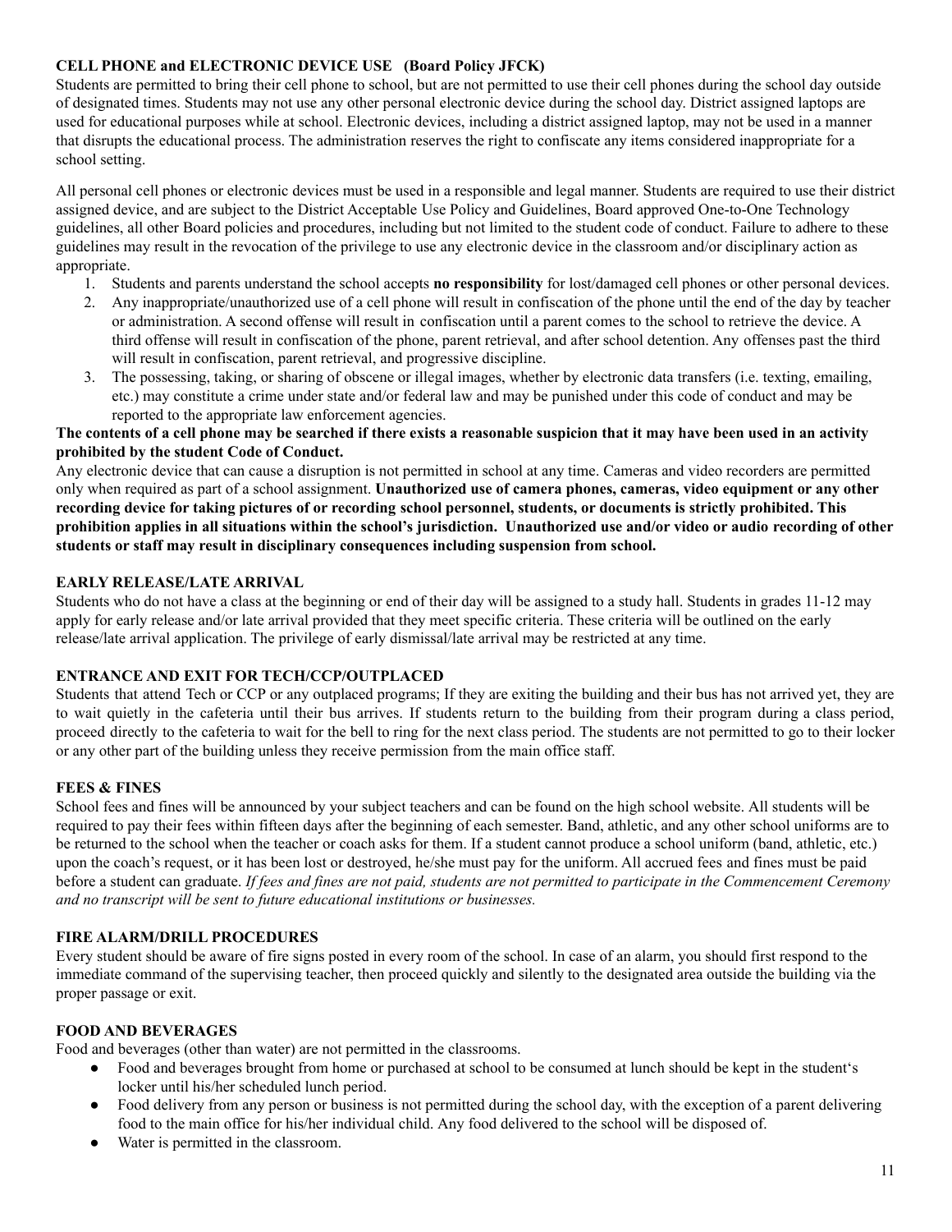**CELL PHONE and ELECTRONIC DEVICE USE (Board Policy JFCK)**

Students are permitted to bring their cell phone to school, but are not permitted to use their cell phones during the school day outside of designated times. Students may not use any other personal electronic device during the school day. District assigned laptops are used for educational purposes while at school. Electronic devices, including a district assigned laptop, may not be used in a manner that disrupts the educational process. The administration reserves the right to confiscate any items considered inappropriate for a school setting.

All personal cell phones or electronic devices must be used in a responsible and legal manner. Students are required to use their district assigned device, and are subject to the District Acceptable Use Policy and Guidelines, Board approved One-to-One Technology guidelines, all other Board policies and procedures, including but not limited to the student code of conduct. Failure to adhere to these guidelines may result in the revocation of the privilege to use any electronic device in the classroom and/or disciplinary action as appropriate.

1. Students and parents understand the school accepts **no responsibility** for lost/damaged cell phones or other personal devices.
2. Any inappropriate/unauthorized use of a cell phone will result in confiscation of the phone until the end of the day by teacher or administration. A second offense will result in confiscation until a parent comes to the school to retrieve the device. A third offense will result in confiscation of the phone, parent retrieval, and after school detention. Any offenses past the third will result in confiscation, parent retrieval, and progressive discipline.
3. The possessing, taking, or sharing of obscene or illegal images, whether by electronic data transfers (i.e. texting, emailing, etc.) may constitute a crime under state and/or federal law and may be punished under this code of conduct and may be reported to the appropriate law enforcement agencies.

**The contents of a cell phone may be searched if there exists a reasonable suspicion that it may have been used in an activity prohibited by the student Code of Conduct.**

Any electronic device that can cause a disruption is not permitted in school at any time. Cameras and video recorders are permitted only when required as part of a school assignment. **Unauthorized use of camera phones, cameras, video equipment or any other recording device for taking pictures of or recording school personnel, students, or documents is strictly prohibited. This prohibition applies in all situations within the school's jurisdiction. Unauthorized use and/or video or audio recording of other students or staff may result in disciplinary consequences including suspension from school.**

**EARLY RELEASE/LATE ARRIVAL**

Students who do not have a class at the beginning or end of their day will be assigned to a study hall. Students in grades 11-12 may apply for early release and/or late arrival provided that they meet specific criteria. These criteria will be outlined on the early release/late arrival application. The privilege of early dismissal/late arrival may be restricted at any time.

**ENTRANCE AND EXIT FOR TECH/CCP/OUTPLACED**

Students that attend Tech or CCP or any outplaced programs; If they are exiting the building and their bus has not arrived yet, they are to wait quietly in the cafeteria until their bus arrives. If students return to the building from their program during a class period, proceed directly to the cafeteria to wait for the bell to ring for the next class period. The students are not permitted to go to their locker or any other part of the building unless they receive permission from the main office staff.

**FEES & FINES**

School fees and fines will be announced by your subject teachers and can be found on the high school website. All students will be required to pay their fees within fifteen days after the beginning of each semester. Band, athletic, and any other school uniforms are to be returned to the school when the teacher or coach asks for them. If a student cannot produce a school uniform (band, athletic, etc.) upon the coach's request, or it has been lost or destroyed, he/she must pay for the uniform. All accrued fees and fines must be paid before a student can graduate. *If fees and fines are not paid, students are not permitted to participate in the Commencement Ceremony and no transcript will be sent to future educational institutions or businesses.*

**FIRE ALARM/DRILL PROCEDURES**

Every student should be aware of fire signs posted in every room of the school. In case of an alarm, you should first respond to the immediate command of the supervising teacher, then proceed quickly and silently to the designated area outside the building via the proper passage or exit.

**FOOD AND BEVERAGES**

Food and beverages (other than water) are not permitted in the classrooms.

- Food and beverages brought from home or purchased at school to be consumed at lunch should be kept in the student's locker until his/her scheduled lunch period.
- Food delivery from any person or business is not permitted during the school day, with the exception of a parent delivering food to the main office for his/her individual child. Any food delivered to the school will be disposed of.
- Water is permitted in the classroom.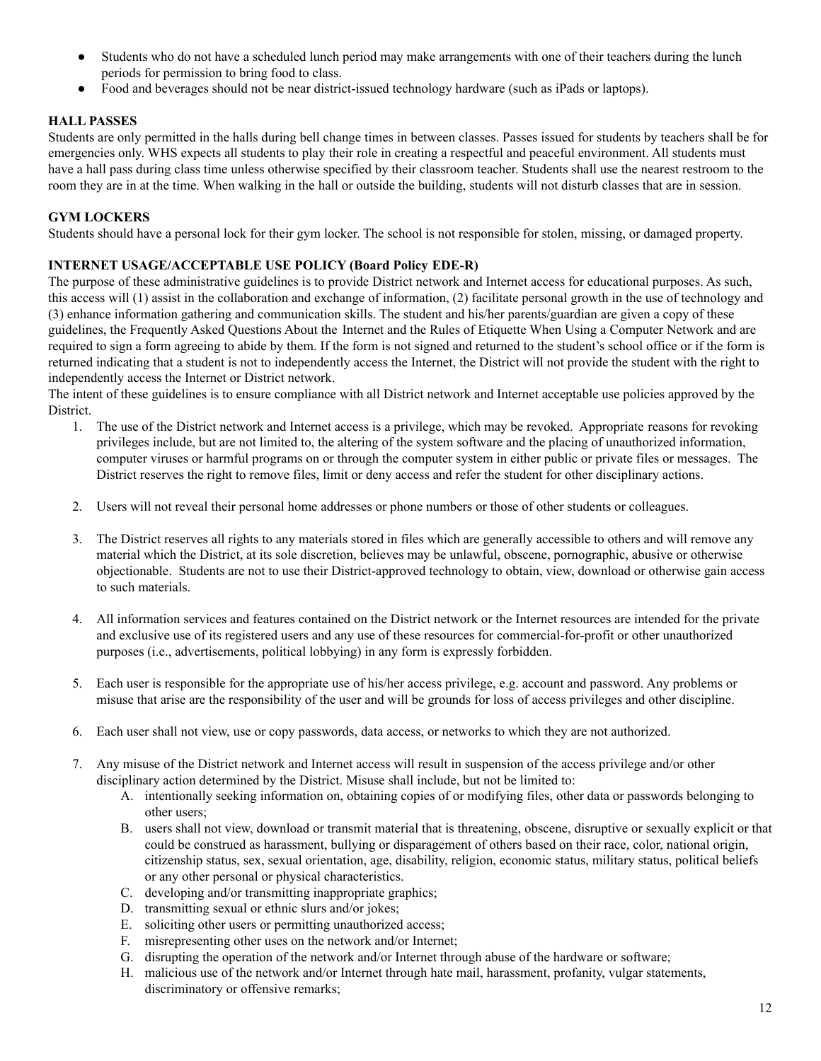- Students who do not have a scheduled lunch period may make arrangements with one of their teachers during the lunch periods for permission to bring food to class.
- Food and beverages should not be near district-issued technology hardware (such as iPads or laptops).

**HALL PASSES**

Students are only permitted in the halls during bell change times in between classes. Passes issued for students by teachers shall be for emergencies only. WHS expects all students to play their role in creating a respectful and peaceful environment. All students must have a hall pass during class time unless otherwise specified by their classroom teacher. Students shall use the nearest restroom to the room they are in at the time. When walking in the hall or outside the building, students will not disturb classes that are in session.

**GYM LOCKERS**

Students should have a personal lock for their gym locker. The school is not responsible for stolen, missing, or damaged property.

**INTERNET USAGE/ACCEPTABLE USE POLICY (Board Policy EDE-R)**

The purpose of these administrative guidelines is to provide District network and Internet access for educational purposes. As such, this access will (1) assist in the collaboration and exchange of information, (2) facilitate personal growth in the use of technology and (3) enhance information gathering and communication skills. The student and his/her parents/guardian are given a copy of these guidelines, the Frequently Asked Questions About the Internet and the Rules of Etiquette When Using a Computer Network and are required to sign a form agreeing to abide by them. If the form is not signed and returned to the student's school office or if the form is returned indicating that a student is not to independently access the Internet, the District will not provide the student with the right to independently access the Internet or District network.

The intent of these guidelines is to ensure compliance with all District network and Internet acceptable use policies approved by the District.

1. The use of the District network and Internet access is a privilege, which may be revoked. Appropriate reasons for revoking privileges include, but are not limited to, the altering of the system software and the placing of unauthorized information, computer viruses or harmful programs on or through the computer system in either public or private files or messages. The District reserves the right to remove files, limit or deny access and refer the student for other disciplinary actions.

2. Users will not reveal their personal home addresses or phone numbers or those of other students or colleagues.

3. The District reserves all rights to any materials stored in files which are generally accessible to others and will remove any material which the District, at its sole discretion, believes may be unlawful, obscene, pornographic, abusive or otherwise objectionable. Students are not to use their District-approved technology to obtain, view, download or otherwise gain access to such materials.

4. All information services and features contained on the District network or the Internet resources are intended for the private and exclusive use of its registered users and any use of these resources for commercial-for-profit or other unauthorized purposes (i.e., advertisements, political lobbying) in any form is expressly forbidden.

5. Each user is responsible for the appropriate use of his/her access privilege, e.g. account and password. Any problems or misuse that arise are the responsibility of the user and will be grounds for loss of access privileges and other discipline.

6. Each user shall not view, use or copy passwords, data access, or networks to which they are not authorized.

7. Any misuse of the District network and Internet access will result in suspension of the access privilege and/or other disciplinary action determined by the District. Misuse shall include, but not be limited to:
   A. intentionally seeking information on, obtaining copies of or modifying files, other data or passwords belonging to other users;
   B. users shall not view, download or transmit material that is threatening, obscene, disruptive or sexually explicit or that could be construed as harassment, bullying or disparagement of others based on their race, color, national origin, citizenship status, sex, sexual orientation, age, disability, religion, economic status, military status, political beliefs or any other personal or physical characteristics.
   C. developing and/or transmitting inappropriate graphics;
   D. transmitting sexual or ethnic slurs and/or jokes;
   E. soliciting other users or permitting unauthorized access;
   F. misrepresenting other uses on the network and/or Internet;
   G. disrupting the operation of the network and/or Internet through abuse of the hardware or software;
   H. malicious use of the network and/or Internet through hate mail, harassment, profanity, vulgar statements, discriminatory or offensive remarks;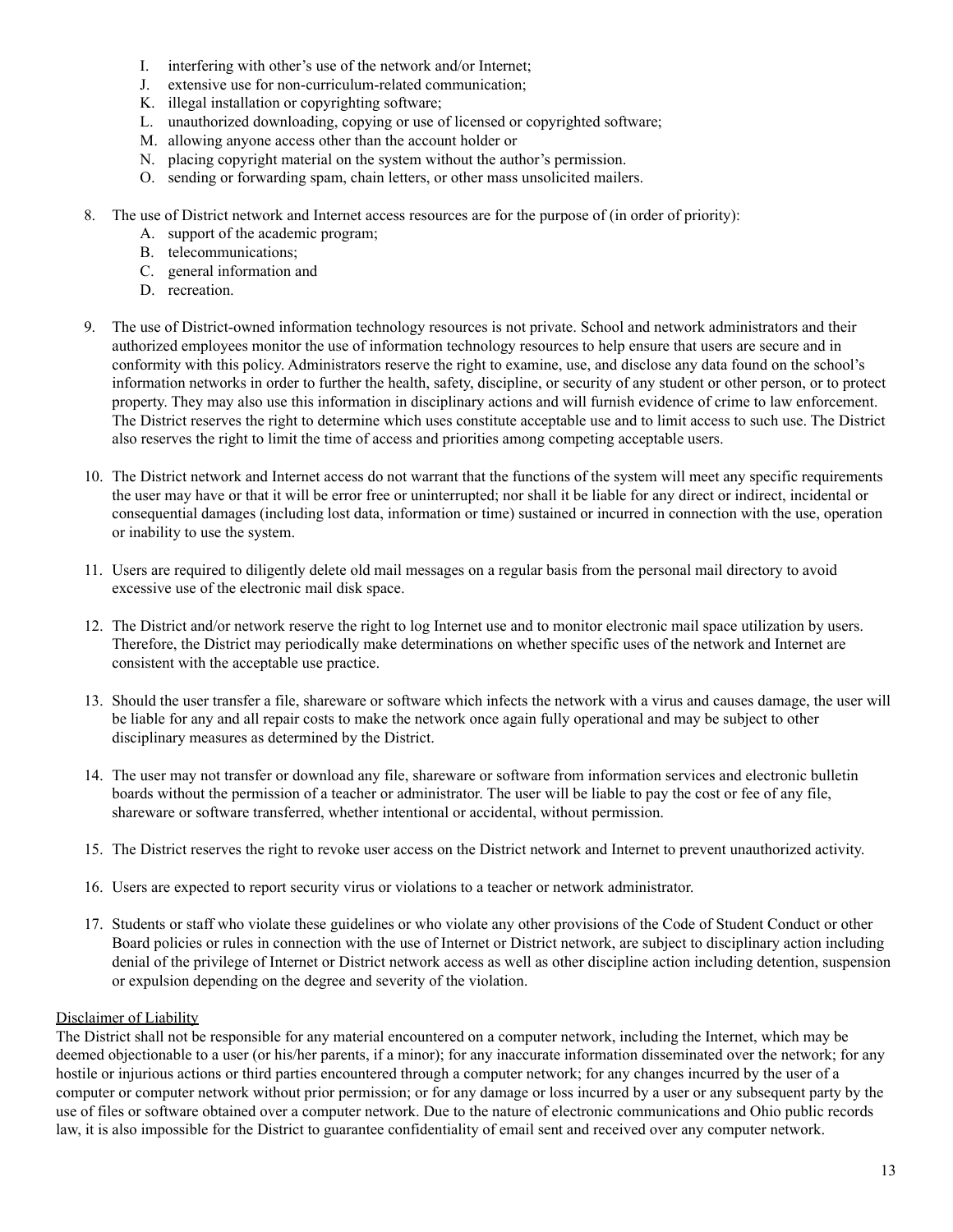I. interfering with other's use of the network and/or Internet;
   J. extensive use for non-curriculum-related communication;
   K. illegal installation or copyrighting software;
   L. unauthorized downloading, copying or use of licensed or copyrighted software;
   M. allowing anyone access other than the account holder or
   N. placing copyright material on the system without the author's permission.
   O. sending or forwarding spam, chain letters, or other mass unsolicited mailers.

8. The use of District network and Internet access resources are for the purpose of (in order of priority):
   A. support of the academic program;
   B. telecommunications;
   C. general information and
   D. recreation.

9. The use of District-owned information technology resources is not private. School and network administrators and their authorized employees monitor the use of information technology resources to help ensure that users are secure and in conformity with this policy. Administrators reserve the right to examine, use, and disclose any data found on the school's information networks in order to further the health, safety, discipline, or security of any student or other person, or to protect property. They may also use this information in disciplinary actions and will furnish evidence of crime to law enforcement. The District reserves the right to determine which uses constitute acceptable use and to limit access to such use. The District also reserves the right to limit the time of access and priorities among competing acceptable users.

10. The District network and Internet access do not warrant that the functions of the system will meet any specific requirements the user may have or that it will be error free or uninterrupted; nor shall it be liable for any direct or indirect, incidental or consequential damages (including lost data, information or time) sustained or incurred in connection with the use, operation or inability to use the system.

11. Users are required to diligently delete old mail messages on a regular basis from the personal mail directory to avoid excessive use of the electronic mail disk space.

12. The District and/or network reserve the right to log Internet use and to monitor electronic mail space utilization by users. Therefore, the District may periodically make determinations on whether specific uses of the network and Internet are consistent with the acceptable use practice.

13. Should the user transfer a file, shareware or software which infects the network with a virus and causes damage, the user will be liable for any and all repair costs to make the network once again fully operational and may be subject to other disciplinary measures as determined by the District.

14. The user may not transfer or download any file, shareware or software from information services and electronic bulletin boards without the permission of a teacher or administrator. The user will be liable to pay the cost or fee of any file, shareware or software transferred, whether intentional or accidental, without permission.

15. The District reserves the right to revoke user access on the District network and Internet to prevent unauthorized activity.

16. Users are expected to report security virus or violations to a teacher or network administrator.

17. Students or staff who violate these guidelines or who violate any other provisions of the Code of Student Conduct or other Board policies or rules in connection with the use of Internet or District network, are subject to disciplinary action including denial of the privilege of Internet or District network access as well as other discipline action including detention, suspension or expulsion depending on the degree and severity of the violation.

<u>Disclaimer of Liability</u>

The District shall not be responsible for any material encountered on a computer network, including the Internet, which may be deemed objectionable to a user (or his/her parents, if a minor); for any inaccurate information disseminated over the network; for any hostile or injurious actions or third parties encountered through a computer network; for any changes incurred by the user of a computer or computer network without prior permission; or for any damage or loss incurred by a user or any subsequent party by the use of files or software obtained over a computer network. Due to the nature of electronic communications and Ohio public records law, it is also impossible for the District to guarantee confidentiality of email sent and received over any computer network.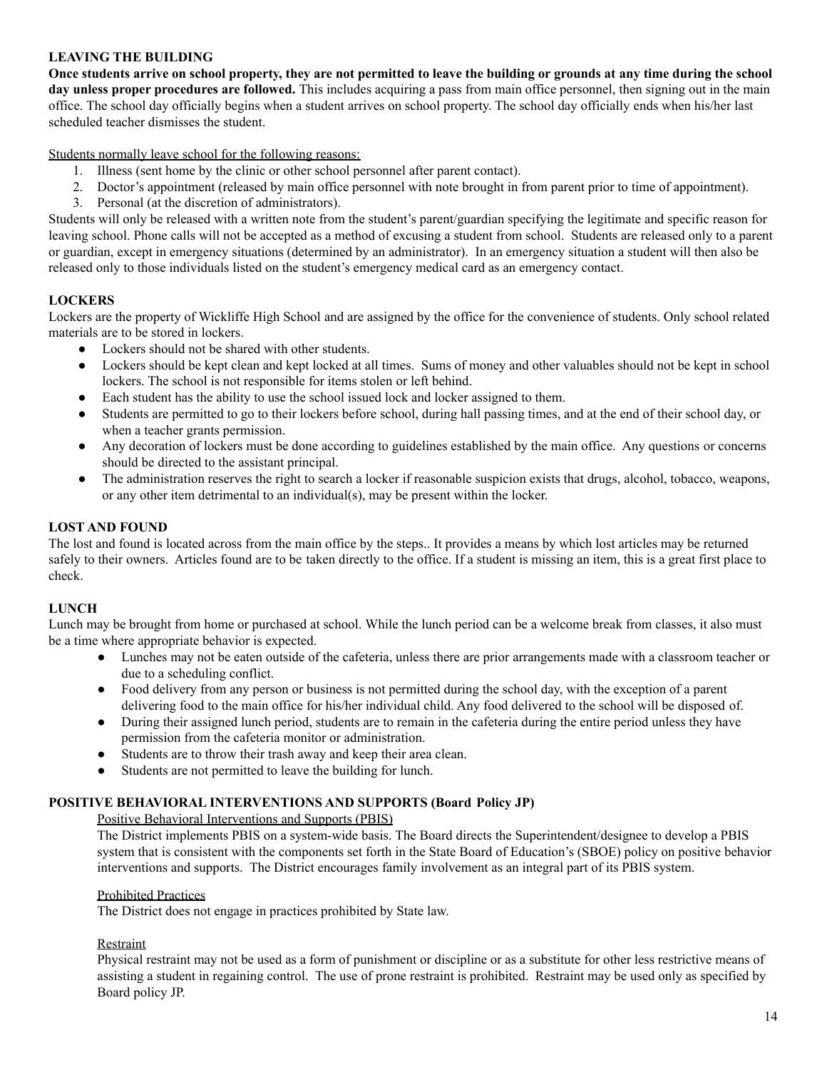## LEAVING THE BUILDING

**Once students arrive on school property, they are not permitted to leave the building or grounds at any time during the school day unless proper procedures are followed.** This includes acquiring a pass from main office personnel, then signing out in the main office. The school day officially begins when a student arrives on school property. The school day officially ends when his/her last scheduled teacher dismisses the student.

<u>Students normally leave school for the following reasons:</u>

1. Illness (sent home by the clinic or other school personnel after parent contact).
2. Doctor's appointment (released by main office personnel with note brought in from parent prior to time of appointment).
3. Personal (at the discretion of administrators).

Students will only be released with a written note from the student's parent/guardian specifying the legitimate and specific reason for leaving school. Phone calls will not be accepted as a method of excusing a student from school. Students are released only to a parent or guardian, except in emergency situations (determined by an administrator). In an emergency situation a student will then also be released only to those individuals listed on the student's emergency medical card as an emergency contact.

## LOCKERS

Lockers are the property of Wickliffe High School and are assigned by the office for the convenience of students. Only school related materials are to be stored in lockers.

- Lockers should not be shared with other students.
- Lockers should be kept clean and kept locked at all times. Sums of money and other valuables should not be kept in school lockers. The school is not responsible for items stolen or left behind.
- Each student has the ability to use the school issued lock and locker assigned to them.
- Students are permitted to go to their lockers before school, during hall passing times, and at the end of their school day, or when a teacher grants permission.
- Any decoration of lockers must be done according to guidelines established by the main office. Any questions or concerns should be directed to the assistant principal.
- The administration reserves the right to search a locker if reasonable suspicion exists that drugs, alcohol, tobacco, weapons, or any other item detrimental to an individual(s), may be present within the locker.

## LOST AND FOUND

The lost and found is located across from the main office by the steps.. It provides a means by which lost articles may be returned safely to their owners. Articles found are to be taken directly to the office. If a student is missing an item, this is a great first place to check.

## LUNCH

Lunch may be brought from home or purchased at school. While the lunch period can be a welcome break from classes, it also must be a time where appropriate behavior is expected.

- Lunches may not be eaten outside of the cafeteria, unless there are prior arrangements made with a classroom teacher or due to a scheduling conflict.
- Food delivery from any person or business is not permitted during the school day, with the exception of a parent delivering food to the main office for his/her individual child. Any food delivered to the school will be disposed of.
- During their assigned lunch period, students are to remain in the cafeteria during the entire period unless they have permission from the cafeteria monitor or administration.
- Students are to throw their trash away and keep their area clean.
- Students are not permitted to leave the building for lunch.

## POSITIVE BEHAVIORAL INTERVENTIONS AND SUPPORTS (Board Policy JP)

<u>Positive Behavioral Interventions and Supports (PBIS)</u>

The District implements PBIS on a system-wide basis. The Board directs the Superintendent/designee to develop a PBIS system that is consistent with the components set forth in the State Board of Education's (SBOE) policy on positive behavior interventions and supports. The District encourages family involvement as an integral part of its PBIS system.

<u>Prohibited Practices</u>

The District does not engage in practices prohibited by State law.

<u>Restraint</u>

Physical restraint may not be used as a form of punishment or discipline or as a substitute for other less restrictive means of assisting a student in regaining control. The use of prone restraint is prohibited. Restraint may be used only as specified by Board policy JP.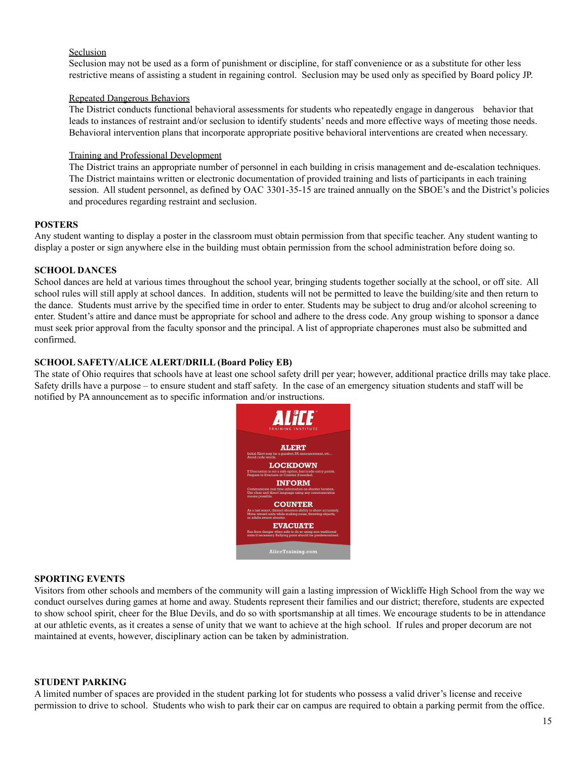Seclusion

Seclusion may not be used as a form of punishment or discipline, for staff convenience or as a substitute for other less restrictive means of assisting a student in regaining control. Seclusion may be used only as specified by Board policy JP.

Repeated Dangerous Behaviors

The District conducts functional behavioral assessments for students who repeatedly engage in dangerous behavior that leads to instances of restraint and/or seclusion to identify students' needs and more effective ways of meeting those needs. Behavioral intervention plans that incorporate appropriate positive behavioral interventions are created when necessary.

Training and Professional Development

The District trains an appropriate number of personnel in each building in crisis management and de-escalation techniques. The District maintains written or electronic documentation of provided training and lists of participants in each training session. All student personnel, as defined by OAC 3301-35-15 are trained annually on the SBOE's and the District's policies and procedures regarding restraint and seclusion.

**POSTERS**

Any student wanting to display a poster in the classroom must obtain permission from that specific teacher. Any student wanting to display a poster or sign anywhere else in the building must obtain permission from the school administration before doing so.

**SCHOOL DANCES**

School dances are held at various times throughout the school year, bringing students together socially at the school, or off site. All school rules will still apply at school dances. In addition, students will not be permitted to leave the building/site and then return to the dance. Students must arrive by the specified time in order to enter. Students may be subject to drug and/or alcohol screening to enter. Student's attire and dance must be appropriate for school and adhere to the dress code. Any group wishing to sponsor a dance must seek prior approval from the faculty sponsor and the principal. A list of appropriate chaperones must also be submitted and confirmed.

**SCHOOL SAFETY/ALICE ALERT/DRILL (Board Policy EB)**

The state of Ohio requires that schools have at least one school safety drill per year; however, additional practice drills may take place. Safety drills have a purpose – to ensure student and staff safety. In the case of an emergency situation students and staff will be notified by PA announcement as to specific information and/or instructions.

ALICE TRAINING INSTITUTE

ALERT
Initial Alert may be a gunshot, PA announcement, etc... Avoid code words.

LOCKDOWN
If Evacuation is not a safe option, barricade entry points. Prepare to Evacuate or Counter if needed.

INFORM
Communicate real time information on shooter location. Use clear and direct language using any communication means possible.

COUNTER
As a last resort, distract shooters ability to shoot accurately. Move toward exits while making noise, throwing objects, or adults swarm shooter.

EVACUATE
Run from danger when safe to do so using non-traditional exits if necessary. Rallying point should be predetermined.

AliceTraining.com

**SPORTING EVENTS**

Visitors from other schools and members of the community will gain a lasting impression of Wickliffe High School from the way we conduct ourselves during games at home and away. Students represent their families and our district; therefore, students are expected to show school spirit, cheer for the Blue Devils, and do so with sportsmanship at all times. We encourage students to be in attendance at our athletic events, as it creates a sense of unity that we want to achieve at the high school. If rules and proper decorum are not maintained at events, however, disciplinary action can be taken by administration.

**STUDENT PARKING**

A limited number of spaces are provided in the student parking lot for students who possess a valid driver's license and receive permission to drive to school. Students who wish to park their car on campus are required to obtain a parking permit from the office.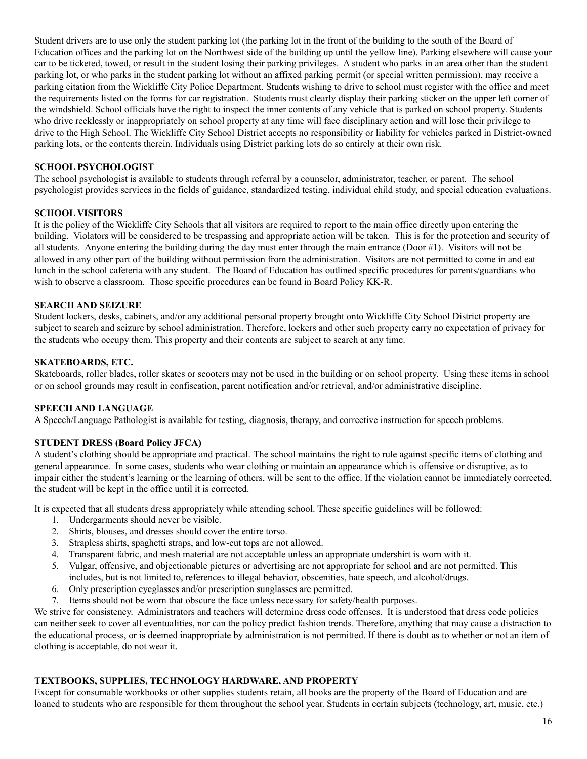Student drivers are to use only the student parking lot (the parking lot in the front of the building to the south of the Board of Education offices and the parking lot on the Northwest side of the building up until the yellow line). Parking elsewhere will cause your car to be ticketed, towed, or result in the student losing their parking privileges. A student who parks in an area other than the student parking lot, or who parks in the student parking lot without an affixed parking permit (or special written permission), may receive a parking citation from the Wickliffe City Police Department. Students wishing to drive to school must register with the office and meet the requirements listed on the forms for car registration. Students must clearly display their parking sticker on the upper left corner of the windshield. School officials have the right to inspect the inner contents of any vehicle that is parked on school property. Students who drive recklessly or inappropriately on school property at any time will face disciplinary action and will lose their privilege to drive to the High School. The Wickliffe City School District accepts no responsibility or liability for vehicles parked in District-owned parking lots, or the contents therein. Individuals using District parking lots do so entirely at their own risk.

**SCHOOL PSYCHOLOGIST**

The school psychologist is available to students through referral by a counselor, administrator, teacher, or parent. The school psychologist provides services in the fields of guidance, standardized testing, individual child study, and special education evaluations.

**SCHOOL VISITORS**

It is the policy of the Wickliffe City Schools that all visitors are required to report to the main office directly upon entering the building. Violators will be considered to be trespassing and appropriate action will be taken. This is for the protection and security of all students. Anyone entering the building during the day must enter through the main entrance (Door #1). Visitors will not be allowed in any other part of the building without permission from the administration. Visitors are not permitted to come in and eat lunch in the school cafeteria with any student. The Board of Education has outlined specific procedures for parents/guardians who wish to observe a classroom. Those specific procedures can be found in Board Policy KK-R.

**SEARCH AND SEIZURE**

Student lockers, desks, cabinets, and/or any additional personal property brought onto Wickliffe City School District property are subject to search and seizure by school administration. Therefore, lockers and other such property carry no expectation of privacy for the students who occupy them. This property and their contents are subject to search at any time.

**SKATEBOARDS, ETC.**

Skateboards, roller blades, roller skates or scooters may not be used in the building or on school property. Using these items in school or on school grounds may result in confiscation, parent notification and/or retrieval, and/or administrative discipline.

**SPEECH AND LANGUAGE**

A Speech/Language Pathologist is available for testing, diagnosis, therapy, and corrective instruction for speech problems.

**STUDENT DRESS (Board Policy JFCA)**

A student's clothing should be appropriate and practical. The school maintains the right to rule against specific items of clothing and general appearance. In some cases, students who wear clothing or maintain an appearance which is offensive or disruptive, as to impair either the student's learning or the learning of others, will be sent to the office. If the violation cannot be immediately corrected, the student will be kept in the office until it is corrected.

It is expected that all students dress appropriately while attending school. These specific guidelines will be followed:

1. Undergarments should never be visible.
2. Shirts, blouses, and dresses should cover the entire torso.
3. Strapless shirts, spaghetti straps, and low-cut tops are not allowed.
4. Transparent fabric, and mesh material are not acceptable unless an appropriate undershirt is worn with it.
5. Vulgar, offensive, and objectionable pictures or advertising are not appropriate for school and are not permitted. This includes, but is not limited to, references to illegal behavior, obscenities, hate speech, and alcohol/drugs.
6. Only prescription eyeglasses and/or prescription sunglasses are permitted.
7. Items should not be worn that obscure the face unless necessary for safety/health purposes.

We strive for consistency. Administrators and teachers will determine dress code offenses. It is understood that dress code policies can neither seek to cover all eventualities, nor can the policy predict fashion trends. Therefore, anything that may cause a distraction to the educational process, or is deemed inappropriate by administration is not permitted. If there is doubt as to whether or not an item of clothing is acceptable, do not wear it.

**TEXTBOOKS, SUPPLIES, TECHNOLOGY HARDWARE, AND PROPERTY**

Except for consumable workbooks or other supplies students retain, all books are the property of the Board of Education and are loaned to students who are responsible for them throughout the school year. Students in certain subjects (technology, art, music, etc.)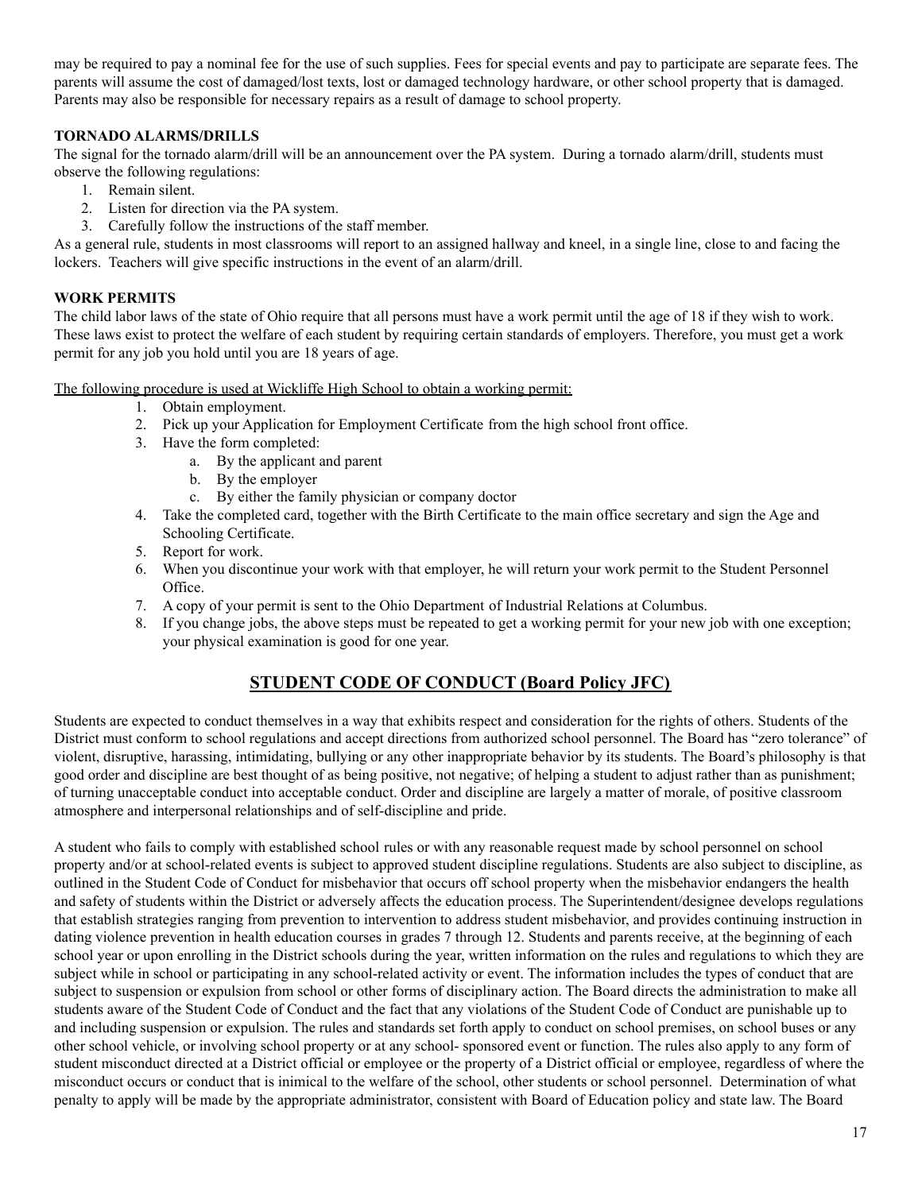may be required to pay a nominal fee for the use of such supplies. Fees for special events and pay to participate are separate fees. The parents will assume the cost of damaged/lost texts, lost or damaged technology hardware, or other school property that is damaged. Parents may also be responsible for necessary repairs as a result of damage to school property.

### TORNADO ALARMS/DRILLS

The signal for the tornado alarm/drill will be an announcement over the PA system. During a tornado alarm/drill, students must observe the following regulations:

1. Remain silent.
2. Listen for direction via the PA system.
3. Carefully follow the instructions of the staff member.

As a general rule, students in most classrooms will report to an assigned hallway and kneel, in a single line, close to and facing the lockers. Teachers will give specific instructions in the event of an alarm/drill.

### WORK PERMITS

The child labor laws of the state of Ohio require that all persons must have a work permit until the age of 18 if they wish to work. These laws exist to protect the welfare of each student by requiring certain standards of employers. Therefore, you must get a work permit for any job you hold until you are 18 years of age.

<u>The following procedure is used at Wickliffe High School to obtain a working permit:</u>

1. Obtain employment.
2. Pick up your Application for Employment Certificate from the high school front office.
3. Have the form completed:
   a. By the applicant and parent
   b. By the employer
   c. By either the family physician or company doctor
4. Take the completed card, together with the Birth Certificate to the main office secretary and sign the Age and Schooling Certificate.
5. Report for work.
6. When you discontinue your work with that employer, he will return your work permit to the Student Personnel Office.
7. A copy of your permit is sent to the Ohio Department of Industrial Relations at Columbus.
8. If you change jobs, the above steps must be repeated to get a working permit for your new job with one exception; your physical examination is good for one year.

## <u>STUDENT CODE OF CONDUCT (Board Policy JFC)</u>

Students are expected to conduct themselves in a way that exhibits respect and consideration for the rights of others. Students of the District must conform to school regulations and accept directions from authorized school personnel. The Board has "zero tolerance" of violent, disruptive, harassing, intimidating, bullying or any other inappropriate behavior by its students. The Board's philosophy is that good order and discipline are best thought of as being positive, not negative; of helping a student to adjust rather than as punishment; of turning unacceptable conduct into acceptable conduct. Order and discipline are largely a matter of morale, of positive classroom atmosphere and interpersonal relationships and of self-discipline and pride.

A student who fails to comply with established school rules or with any reasonable request made by school personnel on school property and/or at school-related events is subject to approved student discipline regulations. Students are also subject to discipline, as outlined in the Student Code of Conduct for misbehavior that occurs off school property when the misbehavior endangers the health and safety of students within the District or adversely affects the education process. The Superintendent/designee develops regulations that establish strategies ranging from prevention to intervention to address student misbehavior, and provides continuing instruction in dating violence prevention in health education courses in grades 7 through 12. Students and parents receive, at the beginning of each school year or upon enrolling in the District schools during the year, written information on the rules and regulations to which they are subject while in school or participating in any school-related activity or event. The information includes the types of conduct that are subject to suspension or expulsion from school or other forms of disciplinary action. The Board directs the administration to make all students aware of the Student Code of Conduct and the fact that any violations of the Student Code of Conduct are punishable up to and including suspension or expulsion. The rules and standards set forth apply to conduct on school premises, on school buses or any other school vehicle, or involving school property or at any school- sponsored event or function. The rules also apply to any form of student misconduct directed at a District official or employee or the property of a District official or employee, regardless of where the misconduct occurs or conduct that is inimical to the welfare of the school, other students or school personnel. Determination of what penalty to apply will be made by the appropriate administrator, consistent with Board of Education policy and state law. The Board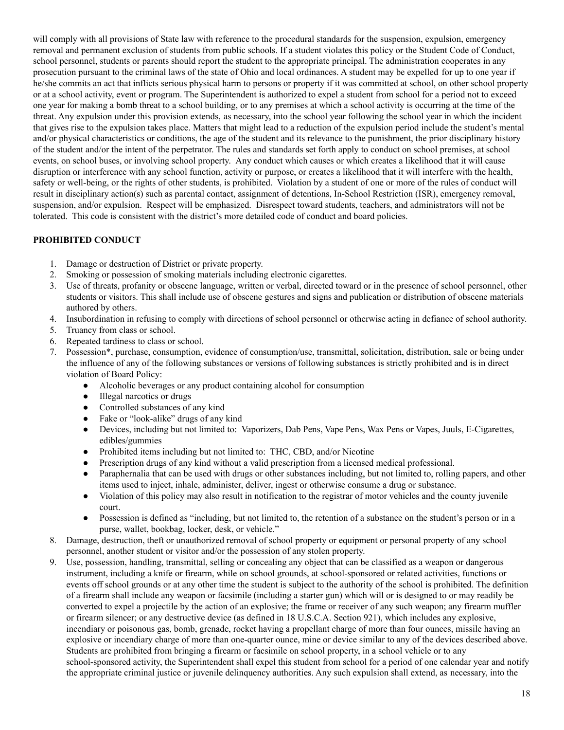will comply with all provisions of State law with reference to the procedural standards for the suspension, expulsion, emergency removal and permanent exclusion of students from public schools. If a student violates this policy or the Student Code of Conduct, school personnel, students or parents should report the student to the appropriate principal. The administration cooperates in any prosecution pursuant to the criminal laws of the state of Ohio and local ordinances. A student may be expelled for up to one year if he/she commits an act that inflicts serious physical harm to persons or property if it was committed at school, on other school property or at a school activity, event or program. The Superintendent is authorized to expel a student from school for a period not to exceed one year for making a bomb threat to a school building, or to any premises at which a school activity is occurring at the time of the threat. Any expulsion under this provision extends, as necessary, into the school year following the school year in which the incident that gives rise to the expulsion takes place. Matters that might lead to a reduction of the expulsion period include the student's mental and/or physical characteristics or conditions, the age of the student and its relevance to the punishment, the prior disciplinary history of the student and/or the intent of the perpetrator. The rules and standards set forth apply to conduct on school premises, at school events, on school buses, or involving school property. Any conduct which causes or which creates a likelihood that it will cause disruption or interference with any school function, activity or purpose, or creates a likelihood that it will interfere with the health, safety or well-being, or the rights of other students, is prohibited. Violation by a student of one or more of the rules of conduct will result in disciplinary action(s) such as parental contact, assignment of detentions, In-School Restriction (ISR), emergency removal, suspension, and/or expulsion. Respect will be emphasized. Disrespect toward students, teachers, and administrators will not be tolerated. This code is consistent with the district's more detailed code of conduct and board policies.

**PROHIBITED CONDUCT**

1. Damage or destruction of District or private property.
2. Smoking or possession of smoking materials including electronic cigarettes.
3. Use of threats, profanity or obscene language, written or verbal, directed toward or in the presence of school personnel, other students or visitors. This shall include use of obscene gestures and signs and publication or distribution of obscene materials authored by others.
4. Insubordination in refusing to comply with directions of school personnel or otherwise acting in defiance of school authority.
5. Truancy from class or school.
6. Repeated tardiness to class or school.
7. Possession*, purchase, consumption, evidence of consumption/use, transmittal, solicitation, distribution, sale or being under the influence of any of the following substances or versions of following substances is strictly prohibited and is in direct violation of Board Policy:
   - Alcoholic beverages or any product containing alcohol for consumption
   - Illegal narcotics or drugs
   - Controlled substances of any kind
   - Fake or "look-alike" drugs of any kind
   - Devices, including but not limited to: Vaporizers, Dab Pens, Vape Pens, Wax Pens or Vapes, Juuls, E-Cigarettes, edibles/gummies
   - Prohibited items including but not limited to: THC, CBD, and/or Nicotine
   - Prescription drugs of any kind without a valid prescription from a licensed medical professional.
   - Paraphernalia that can be used with drugs or other substances including, but not limited to, rolling papers, and other items used to inject, inhale, administer, deliver, ingest or otherwise consume a drug or substance.
   - Violation of this policy may also result in notification to the registrar of motor vehicles and the county juvenile court.
   - Possession is defined as "including, but not limited to, the retention of a substance on the student's person or in a purse, wallet, bookbag, locker, desk, or vehicle."
8. Damage, destruction, theft or unauthorized removal of school property or equipment or personal property of any school personnel, another student or visitor and/or the possession of any stolen property.
9. Use, possession, handling, transmittal, selling or concealing any object that can be classified as a weapon or dangerous instrument, including a knife or firearm, while on school grounds, at school-sponsored or related activities, functions or events off school grounds or at any other time the student is subject to the authority of the school is prohibited. The definition of a firearm shall include any weapon or facsimile (including a starter gun) which will or is designed to or may readily be converted to expel a projectile by the action of an explosive; the frame or receiver of any such weapon; any firearm muffler or firearm silencer; or any destructive device (as defined in 18 U.S.C.A. Section 921), which includes any explosive, incendiary or poisonous gas, bomb, grenade, rocket having a propellant charge of more than four ounces, missile having an explosive or incendiary charge of more than one-quarter ounce, mine or device similar to any of the devices described above. Students are prohibited from bringing a firearm or facsimile on school property, in a school vehicle or to any school-sponsored activity, the Superintendent shall expel this student from school for a period of one calendar year and notify the appropriate criminal justice or juvenile delinquency authorities. Any such expulsion shall extend, as necessary, into the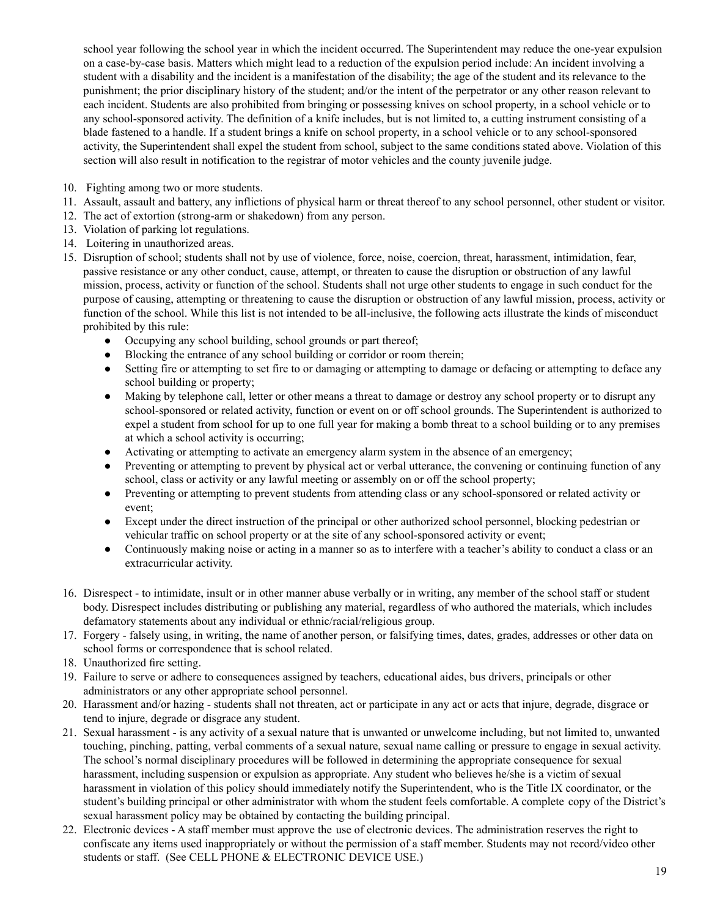school year following the school year in which the incident occurred. The Superintendent may reduce the one-year expulsion on a case-by-case basis. Matters which might lead to a reduction of the expulsion period include: An incident involving a student with a disability and the incident is a manifestation of the disability; the age of the student and its relevance to the punishment; the prior disciplinary history of the student; and/or the intent of the perpetrator or any other reason relevant to each incident. Students are also prohibited from bringing or possessing knives on school property, in a school vehicle or to any school-sponsored activity. The definition of a knife includes, but is not limited to, a cutting instrument consisting of a blade fastened to a handle. If a student brings a knife on school property, in a school vehicle or to any school-sponsored activity, the Superintendent shall expel the student from school, subject to the same conditions stated above. Violation of this section will also result in notification to the registrar of motor vehicles and the county juvenile judge.

10. Fighting among two or more students.
11. Assault, assault and battery, any inflictions of physical harm or threat thereof to any school personnel, other student or visitor.
12. The act of extortion (strong-arm or shakedown) from any person.
13. Violation of parking lot regulations.
14. Loitering in unauthorized areas.
15. Disruption of school; students shall not by use of violence, force, noise, coercion, threat, harassment, intimidation, fear, passive resistance or any other conduct, cause, attempt, or threaten to cause the disruption or obstruction of any lawful mission, process, activity or function of the school. Students shall not urge other students to engage in such conduct for the purpose of causing, attempting or threatening to cause the disruption or obstruction of any lawful mission, process, activity or function of the school. While this list is not intended to be all-inclusive, the following acts illustrate the kinds of misconduct prohibited by this rule:
    - Occupying any school building, school grounds or part thereof;
    - Blocking the entrance of any school building or corridor or room therein;
    - Setting fire or attempting to set fire to or damaging or attempting to damage or defacing or attempting to deface any school building or property;
    - Making by telephone call, letter or other means a threat to damage or destroy any school property or to disrupt any school-sponsored or related activity, function or event on or off school grounds. The Superintendent is authorized to expel a student from school for up to one full year for making a bomb threat to a school building or to any premises at which a school activity is occurring;
    - Activating or attempting to activate an emergency alarm system in the absence of an emergency;
    - Preventing or attempting to prevent by physical act or verbal utterance, the convening or continuing function of any school, class or activity or any lawful meeting or assembly on or off the school property;
    - Preventing or attempting to prevent students from attending class or any school-sponsored or related activity or event;
    - Except under the direct instruction of the principal or other authorized school personnel, blocking pedestrian or vehicular traffic on school property or at the site of any school-sponsored activity or event;
    - Continuously making noise or acting in a manner so as to interfere with a teacher's ability to conduct a class or an extracurricular activity.
16. Disrespect - to intimidate, insult or in other manner abuse verbally or in writing, any member of the school staff or student body. Disrespect includes distributing or publishing any material, regardless of who authored the materials, which includes defamatory statements about any individual or ethnic/racial/religious group.
17. Forgery - falsely using, in writing, the name of another person, or falsifying times, dates, grades, addresses or other data on school forms or correspondence that is school related.
18. Unauthorized fire setting.
19. Failure to serve or adhere to consequences assigned by teachers, educational aides, bus drivers, principals or other administrators or any other appropriate school personnel.
20. Harassment and/or hazing - students shall not threaten, act or participate in any act or acts that injure, degrade, disgrace or tend to injure, degrade or disgrace any student.
21. Sexual harassment - is any activity of a sexual nature that is unwanted or unwelcome including, but not limited to, unwanted touching, pinching, patting, verbal comments of a sexual nature, sexual name calling or pressure to engage in sexual activity. The school's normal disciplinary procedures will be followed in determining the appropriate consequence for sexual harassment, including suspension or expulsion as appropriate. Any student who believes he/she is a victim of sexual harassment in violation of this policy should immediately notify the Superintendent, who is the Title IX coordinator, or the student's building principal or other administrator with whom the student feels comfortable. A complete copy of the District's sexual harassment policy may be obtained by contacting the building principal.
22. Electronic devices - A staff member must approve the use of electronic devices. The administration reserves the right to confiscate any items used inappropriately or without the permission of a staff member. Students may not record/video other students or staff. (See CELL PHONE & ELECTRONIC DEVICE USE.)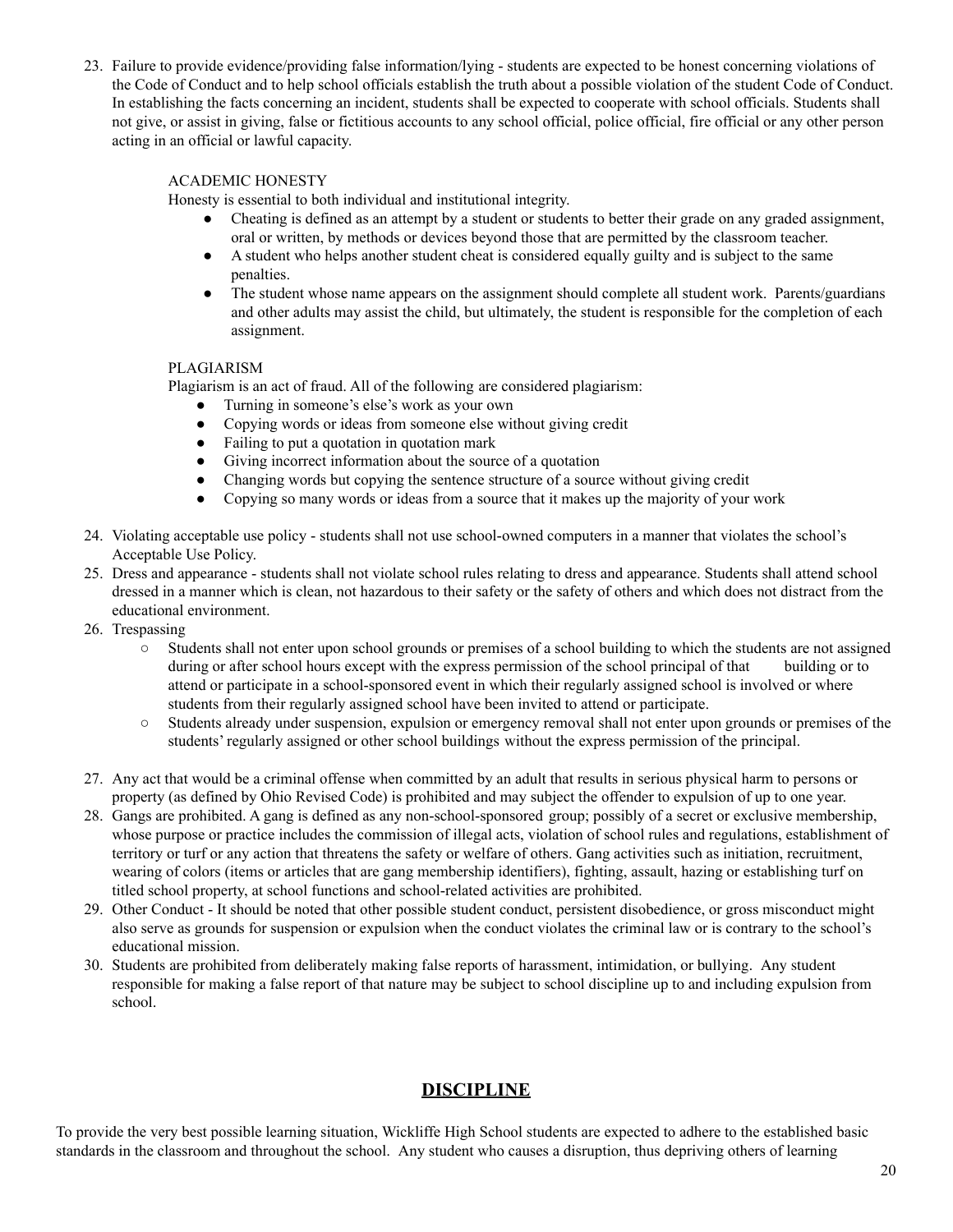23. Failure to provide evidence/providing false information/lying - students are expected to be honest concerning violations of the Code of Conduct and to help school officials establish the truth about a possible violation of the student Code of Conduct. In establishing the facts concerning an incident, students shall be expected to cooperate with school officials. Students shall not give, or assist in giving, false or fictitious accounts to any school official, police official, fire official or any other person acting in an official or lawful capacity.

    ACADEMIC HONESTY

    Honesty is essential to both individual and institutional integrity.

    - Cheating is defined as an attempt by a student or students to better their grade on any graded assignment, oral or written, by methods or devices beyond those that are permitted by the classroom teacher.
    - A student who helps another student cheat is considered equally guilty and is subject to the same penalties.
    - The student whose name appears on the assignment should complete all student work. Parents/guardians and other adults may assist the child, but ultimately, the student is responsible for the completion of each assignment.

    PLAGIARISM

    Plagiarism is an act of fraud. All of the following are considered plagiarism:

    - Turning in someone's else's work as your own
    - Copying words or ideas from someone else without giving credit
    - Failing to put a quotation in quotation mark
    - Giving incorrect information about the source of a quotation
    - Changing words but copying the sentence structure of a source without giving credit
    - Copying so many words or ideas from a source that it makes up the majority of your work

24. Violating acceptable use policy - students shall not use school-owned computers in a manner that violates the school's Acceptable Use Policy.
25. Dress and appearance - students shall not violate school rules relating to dress and appearance. Students shall attend school dressed in a manner which is clean, not hazardous to their safety or the safety of others and which does not distract from the educational environment.
26. Trespassing
    - Students shall not enter upon school grounds or premises of a school building to which the students are not assigned during or after school hours except with the express permission of the school principal of that building or to attend or participate in a school-sponsored event in which their regularly assigned school is involved or where students from their regularly assigned school have been invited to attend or participate.
    - Students already under suspension, expulsion or emergency removal shall not enter upon grounds or premises of the students' regularly assigned or other school buildings without the express permission of the principal.
27. Any act that would be a criminal offense when committed by an adult that results in serious physical harm to persons or property (as defined by Ohio Revised Code) is prohibited and may subject the offender to expulsion of up to one year.
28. Gangs are prohibited. A gang is defined as any non-school-sponsored group; possibly of a secret or exclusive membership, whose purpose or practice includes the commission of illegal acts, violation of school rules and regulations, establishment of territory or turf or any action that threatens the safety or welfare of others. Gang activities such as initiation, recruitment, wearing of colors (items or articles that are gang membership identifiers), fighting, assault, hazing or establishing turf on titled school property, at school functions and school-related activities are prohibited.
29. Other Conduct - It should be noted that other possible student conduct, persistent disobedience, or gross misconduct might also serve as grounds for suspension or expulsion when the conduct violates the criminal law or is contrary to the school's educational mission.
30. Students are prohibited from deliberately making false reports of harassment, intimidation, or bullying. Any student responsible for making a false report of that nature may be subject to school discipline up to and including expulsion from school.

## DISCIPLINE

To provide the very best possible learning situation, Wickliffe High School students are expected to adhere to the established basic standards in the classroom and throughout the school. Any student who causes a disruption, thus depriving others of learning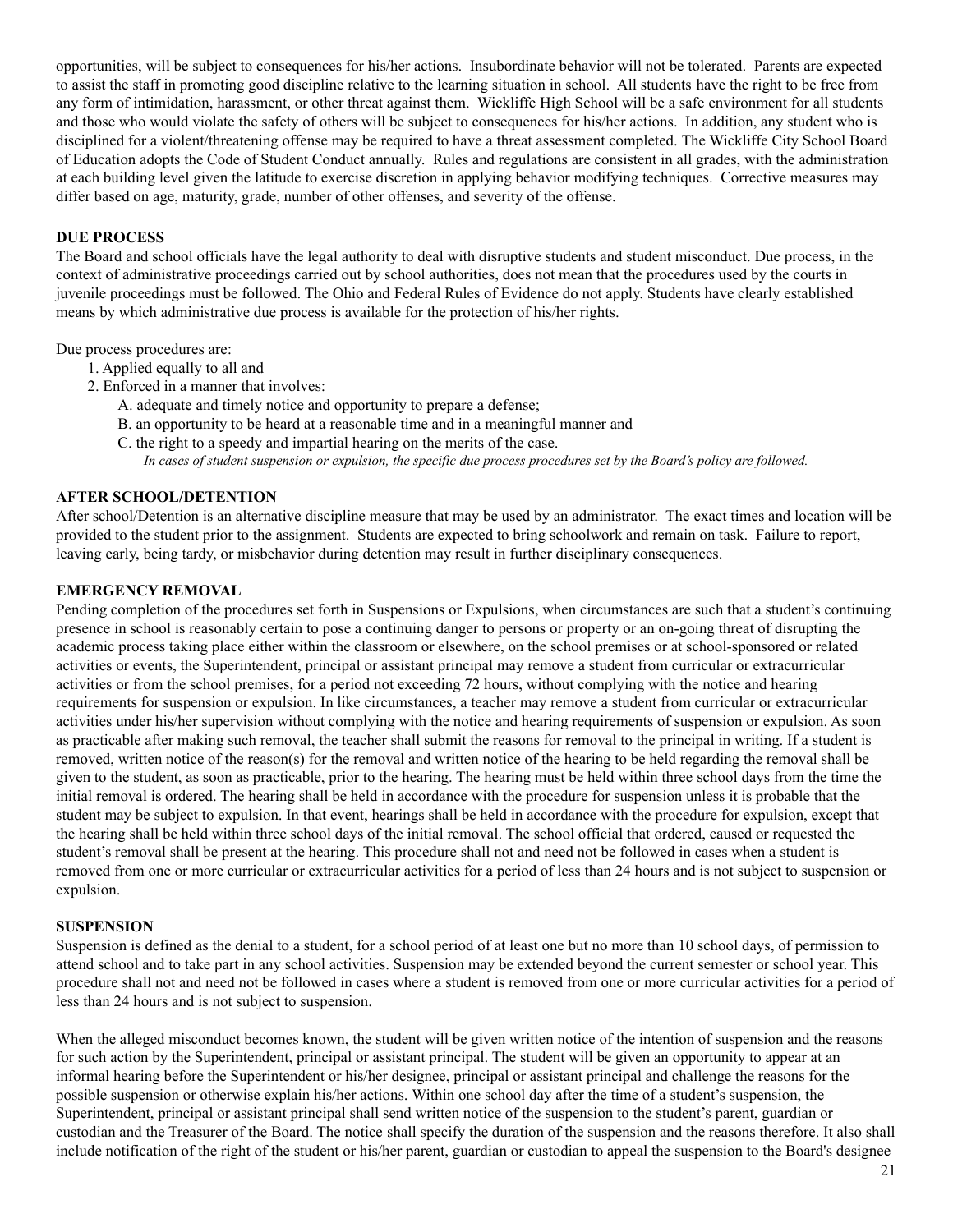opportunities, will be subject to consequences for his/her actions. Insubordinate behavior will not be tolerated. Parents are expected to assist the staff in promoting good discipline relative to the learning situation in school. All students have the right to be free from any form of intimidation, harassment, or other threat against them. Wickliffe High School will be a safe environment for all students and those who would violate the safety of others will be subject to consequences for his/her actions. In addition, any student who is disciplined for a violent/threatening offense may be required to have a threat assessment completed. The Wickliffe City School Board of Education adopts the Code of Student Conduct annually. Rules and regulations are consistent in all grades, with the administration at each building level given the latitude to exercise discretion in applying behavior modifying techniques. Corrective measures may differ based on age, maturity, grade, number of other offenses, and severity of the offense.

## DUE PROCESS

The Board and school officials have the legal authority to deal with disruptive students and student misconduct. Due process, in the context of administrative proceedings carried out by school authorities, does not mean that the procedures used by the courts in juvenile proceedings must be followed. The Ohio and Federal Rules of Evidence do not apply. Students have clearly established means by which administrative due process is available for the protection of his/her rights.

Due process procedures are:

1. Applied equally to all and
2. Enforced in a manner that involves:
   - A. adequate and timely notice and opportunity to prepare a defense;
   - B. an opportunity to be heard at a reasonable time and in a meaningful manner and
   - C. the right to a speedy and impartial hearing on the merits of the case.

     *In cases of student suspension or expulsion, the specific due process procedures set by the Board's policy are followed.*

## AFTER SCHOOL/DETENTION

After school/Detention is an alternative discipline measure that may be used by an administrator. The exact times and location will be provided to the student prior to the assignment. Students are expected to bring schoolwork and remain on task. Failure to report, leaving early, being tardy, or misbehavior during detention may result in further disciplinary consequences.

## EMERGENCY REMOVAL

Pending completion of the procedures set forth in Suspensions or Expulsions, when circumstances are such that a student's continuing presence in school is reasonably certain to pose a continuing danger to persons or property or an on-going threat of disrupting the academic process taking place either within the classroom or elsewhere, on the school premises or at school-sponsored or related activities or events, the Superintendent, principal or assistant principal may remove a student from curricular or extracurricular activities or from the school premises, for a period not exceeding 72 hours, without complying with the notice and hearing requirements for suspension or expulsion. In like circumstances, a teacher may remove a student from curricular or extracurricular activities under his/her supervision without complying with the notice and hearing requirements of suspension or expulsion. As soon as practicable after making such removal, the teacher shall submit the reasons for removal to the principal in writing. If a student is removed, written notice of the reason(s) for the removal and written notice of the hearing to be held regarding the removal shall be given to the student, as soon as practicable, prior to the hearing. The hearing must be held within three school days from the time the initial removal is ordered. The hearing shall be held in accordance with the procedure for suspension unless it is probable that the student may be subject to expulsion. In that event, hearings shall be held in accordance with the procedure for expulsion, except that the hearing shall be held within three school days of the initial removal. The school official that ordered, caused or requested the student's removal shall be present at the hearing. This procedure shall not and need not be followed in cases when a student is removed from one or more curricular or extracurricular activities for a period of less than 24 hours and is not subject to suspension or expulsion.

## SUSPENSION

Suspension is defined as the denial to a student, for a school period of at least one but no more than 10 school days, of permission to attend school and to take part in any school activities. Suspension may be extended beyond the current semester or school year. This procedure shall not and need not be followed in cases where a student is removed from one or more curricular activities for a period of less than 24 hours and is not subject to suspension.

When the alleged misconduct becomes known, the student will be given written notice of the intention of suspension and the reasons for such action by the Superintendent, principal or assistant principal. The student will be given an opportunity to appear at an informal hearing before the Superintendent or his/her designee, principal or assistant principal and challenge the reasons for the possible suspension or otherwise explain his/her actions. Within one school day after the time of a student's suspension, the Superintendent, principal or assistant principal shall send written notice of the suspension to the student's parent, guardian or custodian and the Treasurer of the Board. The notice shall specify the duration of the suspension and the reasons therefore. It also shall include notification of the right of the student or his/her parent, guardian or custodian to appeal the suspension to the Board's designee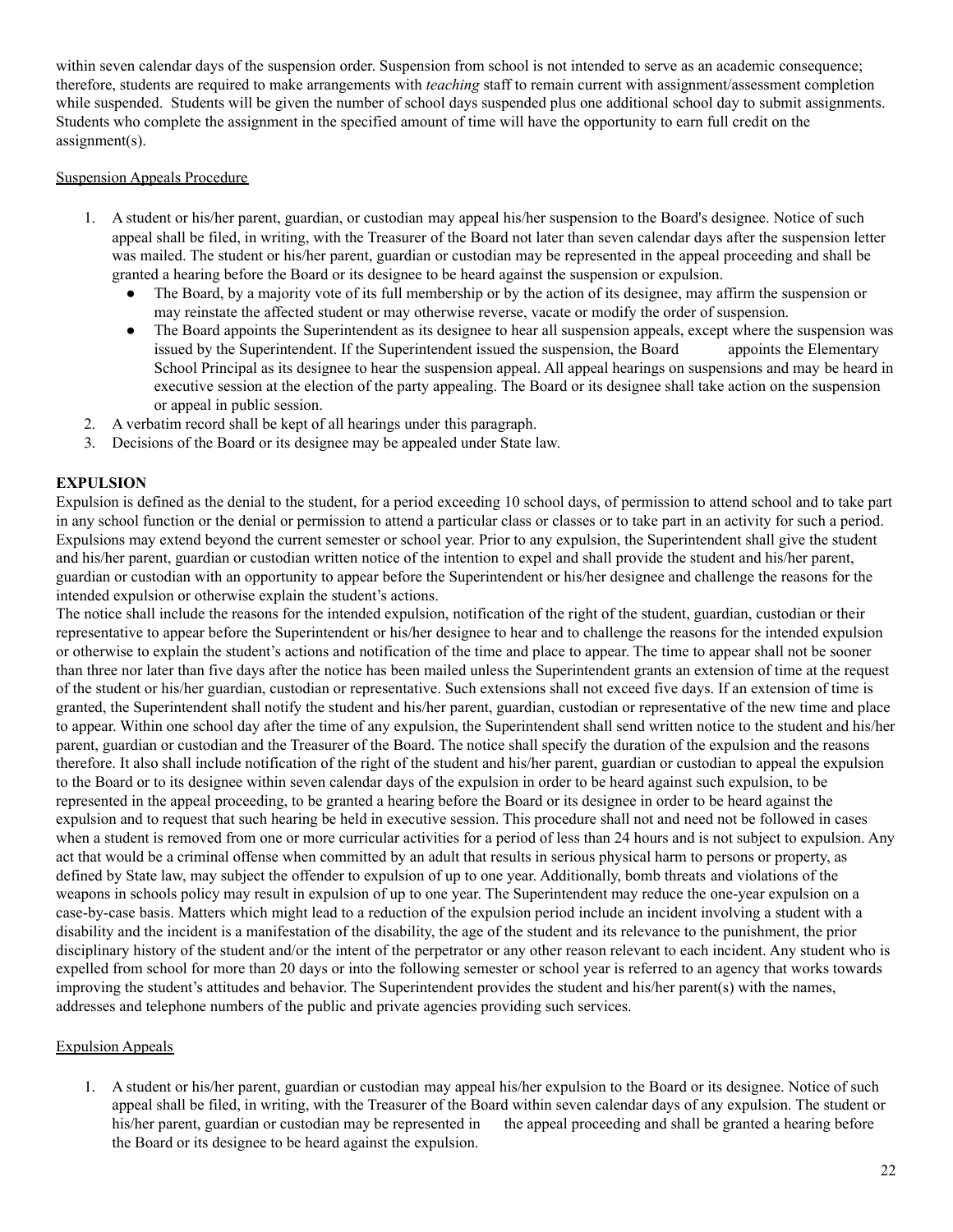within seven calendar days of the suspension order. Suspension from school is not intended to serve as an academic consequence; therefore, students are required to make arrangements with *teaching* staff to remain current with assignment/assessment completion while suspended. Students will be given the number of school days suspended plus one additional school day to submit assignments. Students who complete the assignment in the specified amount of time will have the opportunity to earn full credit on the assignment(s).

Suspension Appeals Procedure

1. A student or his/her parent, guardian, or custodian may appeal his/her suspension to the Board's designee. Notice of such appeal shall be filed, in writing, with the Treasurer of the Board not later than seven calendar days after the suspension letter was mailed. The student or his/her parent, guardian or custodian may be represented in the appeal proceeding and shall be granted a hearing before the Board or its designee to be heard against the suspension or expulsion.
   - The Board, by a majority vote of its full membership or by the action of its designee, may affirm the suspension or may reinstate the affected student or may otherwise reverse, vacate or modify the order of suspension.
   - The Board appoints the Superintendent as its designee to hear all suspension appeals, except where the suspension was issued by the Superintendent. If the Superintendent issued the suspension, the Board appoints the Elementary School Principal as its designee to hear the suspension appeal. All appeal hearings on suspensions and may be heard in executive session at the election of the party appealing. The Board or its designee shall take action on the suspension or appeal in public session.
2. A verbatim record shall be kept of all hearings under this paragraph.
3. Decisions of the Board or its designee may be appealed under State law.

**EXPULSION**

Expulsion is defined as the denial to the student, for a period exceeding 10 school days, of permission to attend school and to take part in any school function or the denial or permission to attend a particular class or classes or to take part in an activity for such a period. Expulsions may extend beyond the current semester or school year. Prior to any expulsion, the Superintendent shall give the student and his/her parent, guardian or custodian written notice of the intention to expel and shall provide the student and his/her parent, guardian or custodian with an opportunity to appear before the Superintendent or his/her designee and challenge the reasons for the intended expulsion or otherwise explain the student's actions.

The notice shall include the reasons for the intended expulsion, notification of the right of the student, guardian, custodian or their representative to appear before the Superintendent or his/her designee to hear and to challenge the reasons for the intended expulsion or otherwise to explain the student's actions and notification of the time and place to appear. The time to appear shall not be sooner than three nor later than five days after the notice has been mailed unless the Superintendent grants an extension of time at the request of the student or his/her guardian, custodian or representative. Such extensions shall not exceed five days. If an extension of time is granted, the Superintendent shall notify the student and his/her parent, guardian, custodian or representative of the new time and place to appear. Within one school day after the time of any expulsion, the Superintendent shall send written notice to the student and his/her parent, guardian or custodian and the Treasurer of the Board. The notice shall specify the duration of the expulsion and the reasons therefore. It also shall include notification of the right of the student and his/her parent, guardian or custodian to appeal the expulsion to the Board or to its designee within seven calendar days of the expulsion in order to be heard against such expulsion, to be represented in the appeal proceeding, to be granted a hearing before the Board or its designee in order to be heard against the expulsion and to request that such hearing be held in executive session. This procedure shall not and need not be followed in cases when a student is removed from one or more curricular activities for a period of less than 24 hours and is not subject to expulsion. Any act that would be a criminal offense when committed by an adult that results in serious physical harm to persons or property, as defined by State law, may subject the offender to expulsion of up to one year. Additionally, bomb threats and violations of the weapons in schools policy may result in expulsion of up to one year. The Superintendent may reduce the one-year expulsion on a case-by-case basis. Matters which might lead to a reduction of the expulsion period include an incident involving a student with a disability and the incident is a manifestation of the disability, the age of the student and its relevance to the punishment, the prior disciplinary history of the student and/or the intent of the perpetrator or any other reason relevant to each incident. Any student who is expelled from school for more than 20 days or into the following semester or school year is referred to an agency that works towards improving the student's attitudes and behavior. The Superintendent provides the student and his/her parent(s) with the names, addresses and telephone numbers of the public and private agencies providing such services.

Expulsion Appeals

1. A student or his/her parent, guardian or custodian may appeal his/her expulsion to the Board or its designee. Notice of such appeal shall be filed, in writing, with the Treasurer of the Board within seven calendar days of any expulsion. The student or his/her parent, guardian or custodian may be represented in the appeal proceeding and shall be granted a hearing before the Board or its designee to be heard against the expulsion.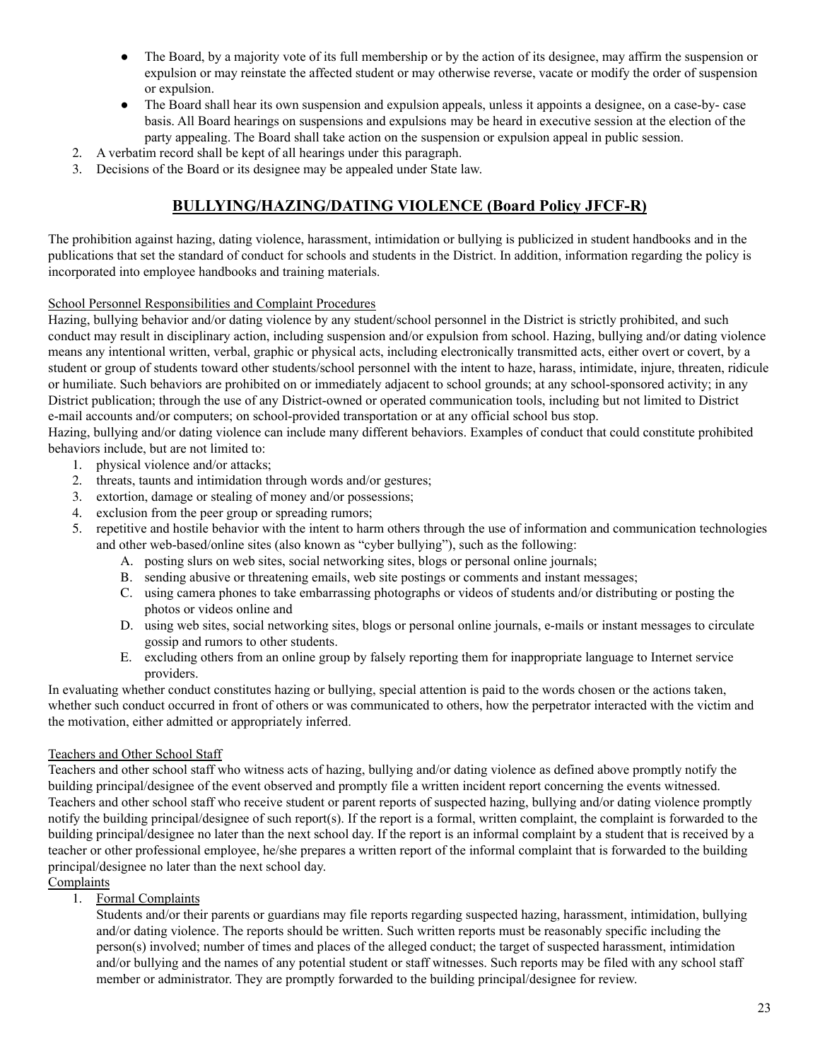- The Board, by a majority vote of its full membership or by the action of its designee, may affirm the suspension or expulsion or may reinstate the affected student or may otherwise reverse, vacate or modify the order of suspension or expulsion.
- The Board shall hear its own suspension and expulsion appeals, unless it appoints a designee, on a case-by- case basis. All Board hearings on suspensions and expulsions may be heard in executive session at the election of the party appealing. The Board shall take action on the suspension or expulsion appeal in public session.

2. A verbatim record shall be kept of all hearings under this paragraph.
3. Decisions of the Board or its designee may be appealed under State law.

## BULLYING/HAZING/DATING VIOLENCE (Board Policy JFCF-R)

The prohibition against hazing, dating violence, harassment, intimidation or bullying is publicized in student handbooks and in the publications that set the standard of conduct for schools and students in the District. In addition, information regarding the policy is incorporated into employee handbooks and training materials.

School Personnel Responsibilities and Complaint Procedures

Hazing, bullying behavior and/or dating violence by any student/school personnel in the District is strictly prohibited, and such conduct may result in disciplinary action, including suspension and/or expulsion from school. Hazing, bullying and/or dating violence means any intentional written, verbal, graphic or physical acts, including electronically transmitted acts, either overt or covert, by a student or group of students toward other students/school personnel with the intent to haze, harass, intimidate, injure, threaten, ridicule or humiliate. Such behaviors are prohibited on or immediately adjacent to school grounds; at any school-sponsored activity; in any District publication; through the use of any District-owned or operated communication tools, including but not limited to District e-mail accounts and/or computers; on school-provided transportation or at any official school bus stop.

Hazing, bullying and/or dating violence can include many different behaviors. Examples of conduct that could constitute prohibited behaviors include, but are not limited to:

1. physical violence and/or attacks;
2. threats, taunts and intimidation through words and/or gestures;
3. extortion, damage or stealing of money and/or possessions;
4. exclusion from the peer group or spreading rumors;
5. repetitive and hostile behavior with the intent to harm others through the use of information and communication technologies and other web-based/online sites (also known as "cyber bullying"), such as the following:
   A. posting slurs on web sites, social networking sites, blogs or personal online journals;
   B. sending abusive or threatening emails, web site postings or comments and instant messages;
   C. using camera phones to take embarrassing photographs or videos of students and/or distributing or posting the photos or videos online and
   D. using web sites, social networking sites, blogs or personal online journals, e-mails or instant messages to circulate gossip and rumors to other students.
   E. excluding others from an online group by falsely reporting them for inappropriate language to Internet service providers.

In evaluating whether conduct constitutes hazing or bullying, special attention is paid to the words chosen or the actions taken, whether such conduct occurred in front of others or was communicated to others, how the perpetrator interacted with the victim and the motivation, either admitted or appropriately inferred.

Teachers and Other School Staff

Teachers and other school staff who witness acts of hazing, bullying and/or dating violence as defined above promptly notify the building principal/designee of the event observed and promptly file a written incident report concerning the events witnessed. Teachers and other school staff who receive student or parent reports of suspected hazing, bullying and/or dating violence promptly notify the building principal/designee of such report(s). If the report is a formal, written complaint, the complaint is forwarded to the building principal/designee no later than the next school day. If the report is an informal complaint by a student that is received by a teacher or other professional employee, he/she prepares a written report of the informal complaint that is forwarded to the building principal/designee no later than the next school day.

Complaints

1. Formal Complaints

   Students and/or their parents or guardians may file reports regarding suspected hazing, harassment, intimidation, bullying and/or dating violence. The reports should be written. Such written reports must be reasonably specific including the person(s) involved; number of times and places of the alleged conduct; the target of suspected harassment, intimidation and/or bullying and the names of any potential student or staff witnesses. Such reports may be filed with any school staff member or administrator. They are promptly forwarded to the building principal/designee for review.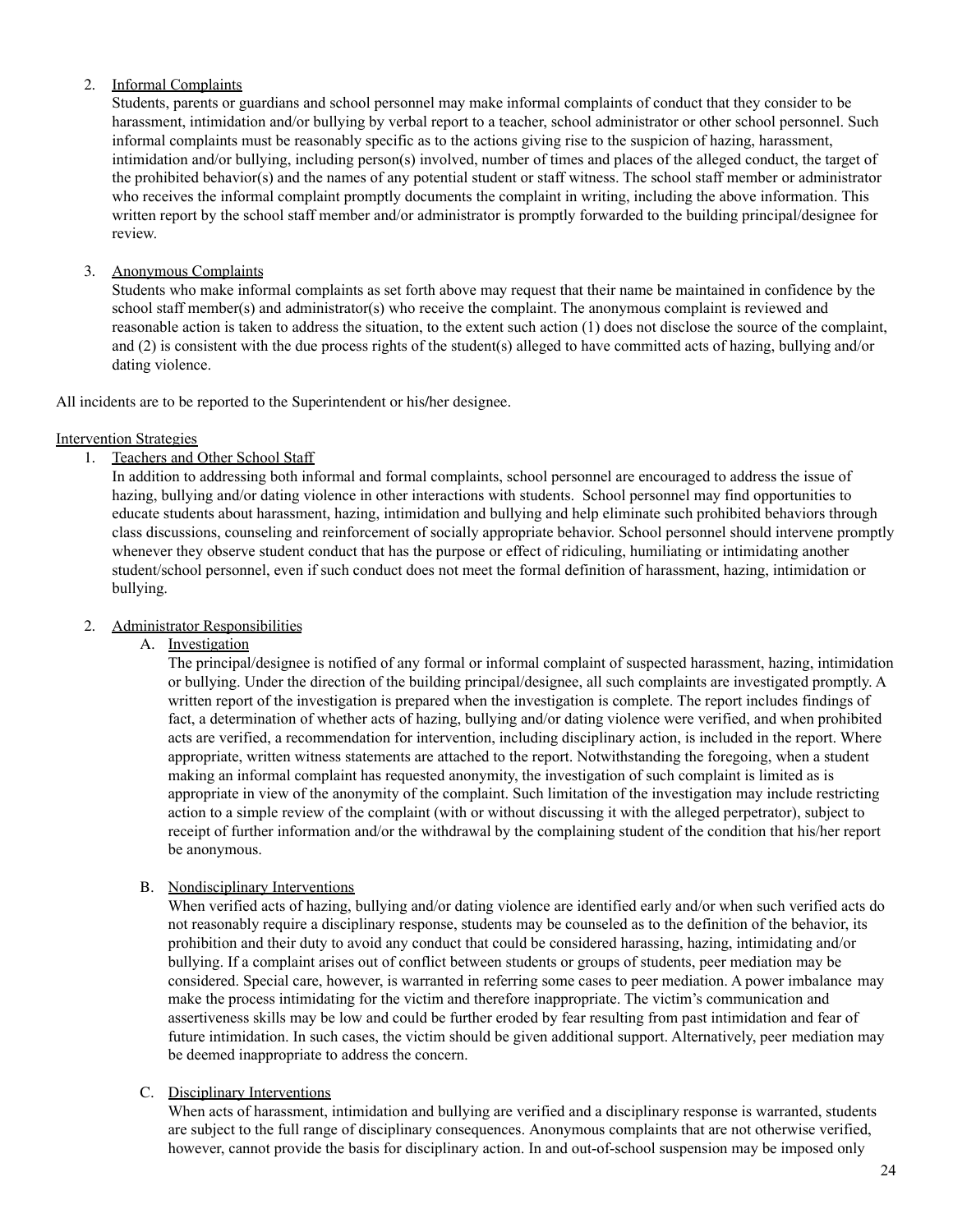2. Informal Complaints

   Students, parents or guardians and school personnel may make informal complaints of conduct that they consider to be harassment, intimidation and/or bullying by verbal report to a teacher, school administrator or other school personnel. Such informal complaints must be reasonably specific as to the actions giving rise to the suspicion of hazing, harassment, intimidation and/or bullying, including person(s) involved, number of times and places of the alleged conduct, the target of the prohibited behavior(s) and the names of any potential student or staff witness. The school staff member or administrator who receives the informal complaint promptly documents the complaint in writing, including the above information. This written report by the school staff member and/or administrator is promptly forwarded to the building principal/designee for review.

3. Anonymous Complaints

   Students who make informal complaints as set forth above may request that their name be maintained in confidence by the school staff member(s) and administrator(s) who receive the complaint. The anonymous complaint is reviewed and reasonable action is taken to address the situation, to the extent such action (1) does not disclose the source of the complaint, and (2) is consistent with the due process rights of the student(s) alleged to have committed acts of hazing, bullying and/or dating violence.

All incidents are to be reported to the Superintendent or his/her designee.

Intervention Strategies

1. Teachers and Other School Staff

   In addition to addressing both informal and formal complaints, school personnel are encouraged to address the issue of hazing, bullying and/or dating violence in other interactions with students. School personnel may find opportunities to educate students about harassment, hazing, intimidation and bullying and help eliminate such prohibited behaviors through class discussions, counseling and reinforcement of socially appropriate behavior. School personnel should intervene promptly whenever they observe student conduct that has the purpose or effect of ridiculing, humiliating or intimidating another student/school personnel, even if such conduct does not meet the formal definition of harassment, hazing, intimidation or bullying.

2. Administrator Responsibilities

   A. Investigation

      The principal/designee is notified of any formal or informal complaint of suspected harassment, hazing, intimidation or bullying. Under the direction of the building principal/designee, all such complaints are investigated promptly. A written report of the investigation is prepared when the investigation is complete. The report includes findings of fact, a determination of whether acts of hazing, bullying and/or dating violence were verified, and when prohibited acts are verified, a recommendation for intervention, including disciplinary action, is included in the report. Where appropriate, written witness statements are attached to the report. Notwithstanding the foregoing, when a student making an informal complaint has requested anonymity, the investigation of such complaint is limited as is appropriate in view of the anonymity of the complaint. Such limitation of the investigation may include restricting action to a simple review of the complaint (with or without discussing it with the alleged perpetrator), subject to receipt of further information and/or the withdrawal by the complaining student of the condition that his/her report be anonymous.

   B. Nondisciplinary Interventions

      When verified acts of hazing, bullying and/or dating violence are identified early and/or when such verified acts do not reasonably require a disciplinary response, students may be counseled as to the definition of the behavior, its prohibition and their duty to avoid any conduct that could be considered harassing, hazing, intimidating and/or bullying. If a complaint arises out of conflict between students or groups of students, peer mediation may be considered. Special care, however, is warranted in referring some cases to peer mediation. A power imbalance may make the process intimidating for the victim and therefore inappropriate. The victim's communication and assertiveness skills may be low and could be further eroded by fear resulting from past intimidation and fear of future intimidation. In such cases, the victim should be given additional support. Alternatively, peer mediation may be deemed inappropriate to address the concern.

   C. Disciplinary Interventions

      When acts of harassment, intimidation and bullying are verified and a disciplinary response is warranted, students are subject to the full range of disciplinary consequences. Anonymous complaints that are not otherwise verified, however, cannot provide the basis for disciplinary action. In and out-of-school suspension may be imposed only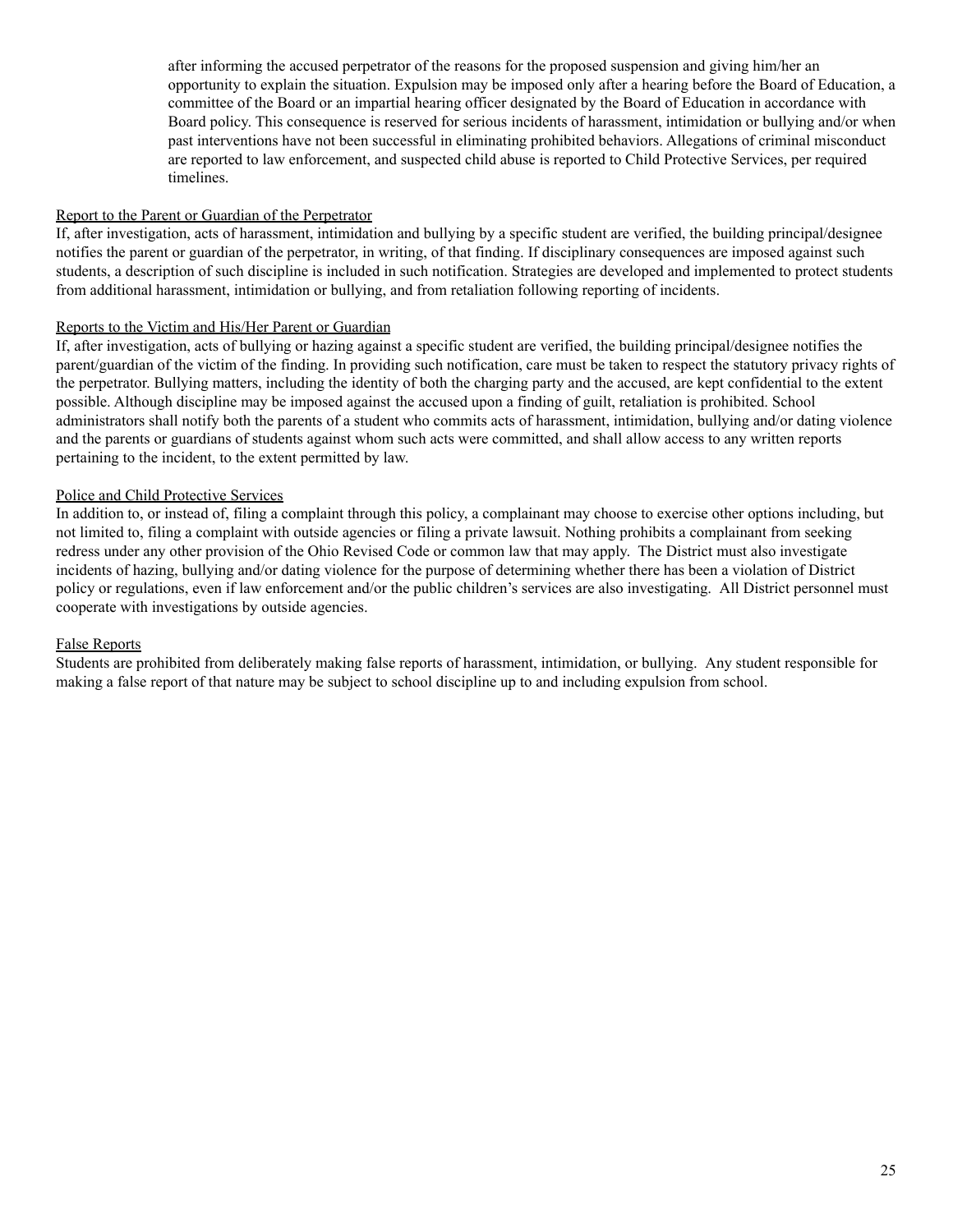after informing the accused perpetrator of the reasons for the proposed suspension and giving him/her an opportunity to explain the situation. Expulsion may be imposed only after a hearing before the Board of Education, a committee of the Board or an impartial hearing officer designated by the Board of Education in accordance with Board policy. This consequence is reserved for serious incidents of harassment, intimidation or bullying and/or when past interventions have not been successful in eliminating prohibited behaviors. Allegations of criminal misconduct are reported to law enforcement, and suspected child abuse is reported to Child Protective Services, per required timelines.

Report to the Parent or Guardian of the Perpetrator

If, after investigation, acts of harassment, intimidation and bullying by a specific student are verified, the building principal/designee notifies the parent or guardian of the perpetrator, in writing, of that finding. If disciplinary consequences are imposed against such students, a description of such discipline is included in such notification. Strategies are developed and implemented to protect students from additional harassment, intimidation or bullying, and from retaliation following reporting of incidents.

Reports to the Victim and His/Her Parent or Guardian

If, after investigation, acts of bullying or hazing against a specific student are verified, the building principal/designee notifies the parent/guardian of the victim of the finding. In providing such notification, care must be taken to respect the statutory privacy rights of the perpetrator. Bullying matters, including the identity of both the charging party and the accused, are kept confidential to the extent possible. Although discipline may be imposed against the accused upon a finding of guilt, retaliation is prohibited. School administrators shall notify both the parents of a student who commits acts of harassment, intimidation, bullying and/or dating violence and the parents or guardians of students against whom such acts were committed, and shall allow access to any written reports pertaining to the incident, to the extent permitted by law.

Police and Child Protective Services

In addition to, or instead of, filing a complaint through this policy, a complainant may choose to exercise other options including, but not limited to, filing a complaint with outside agencies or filing a private lawsuit. Nothing prohibits a complainant from seeking redress under any other provision of the Ohio Revised Code or common law that may apply. The District must also investigate incidents of hazing, bullying and/or dating violence for the purpose of determining whether there has been a violation of District policy or regulations, even if law enforcement and/or the public children's services are also investigating. All District personnel must cooperate with investigations by outside agencies.

False Reports

Students are prohibited from deliberately making false reports of harassment, intimidation, or bullying. Any student responsible for making a false report of that nature may be subject to school discipline up to and including expulsion from school.